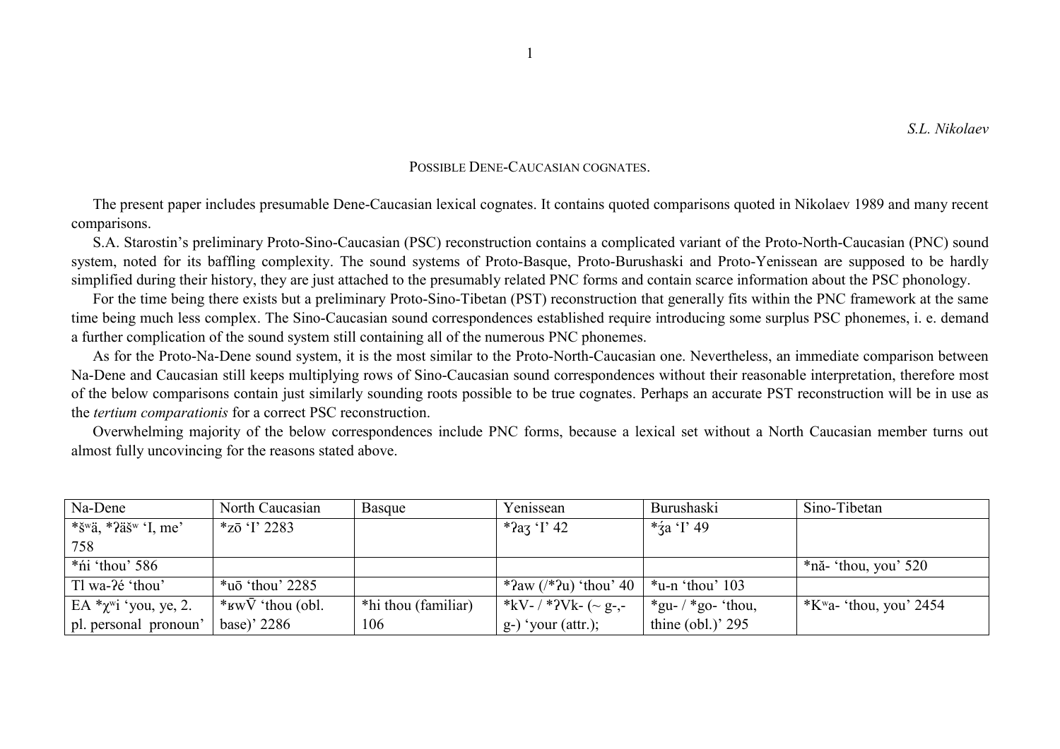*S.L. Nikolaev*

# POSSIBLE DENE-CAUCASIAN COGNATES.

The present paper includes presumable Dene-Caucasian lexical cognates. It contains quoted comparisons quoted in Nikolaev 1989 and many recent comparisons.

S.A. Starostin's preliminary Proto-Sino-Caucasian (PSC) reconstruction contains a complicated variant of the Proto-North-Caucasian (PNC) sound system, noted for its baffling complexity. The sound systems of Proto-Basque, Proto-Burushaski and Proto-Yenissean are supposed to be hardly simplified during their history, they are just attached to the presumably related PNC forms and contain scarce information about the PSC phonology.

For the time being there exists but a preliminary Proto-Sino-Tibetan (PST) reconstruction that generally fits within the PNC framework at the same time being much less complex. The Sino-Caucasian sound correspondences established require introducing some surplus PSC phonemes, i. e. demand a further complication of the sound system still containing all of the numerous PNC phonemes.

As for the Proto-Na-Dene sound system, it is the most similar to the Proto-North-Caucasian one. Nevertheless, an immediate comparison between Na-Dene and Caucasian still keeps multiplying rows of Sino-Caucasian sound correspondences without their reasonable interpretation, therefore most of the below comparisons contain just similarly sounding roots possible to be true cognates. Perhaps an accurate PST reconstruction will be in use as the *tertium comparationis* for a correct PSC reconstruction.

Overwhelming majority of the below correspondences include PNC forms, because a lexical set without a North Caucasian member turns out almost fully uncovincing for the reasons stated above.

| Na-Dene | North Caucasian | Basque | Yenissean | Burushaski | Sino-Tibetan |
|---|---|---|---|---|---|
| *šʷä, *ʔäšʷ 'I, me' 758 | *zō 'I' 2283 | | *ʔaʒ 'I' 42 | *ʒ́a 'I' 49 | |
| *ńi 'thou' 586 | | | | | *nǎ- 'thou, you' 520 |
| Tl wa-ʔé 'thou' | *uō 'thou' 2285 | | *ʔaw (/*ʔu) 'thou' 40 | *u-n 'thou' 103 | |
| EA *χʷi 'you, ye, 2. pl. personal pronoun' | *ʁwV̄ 'thou (obl. base)' 2286 | *hi thou (familiar) 106 | *kV- / *ʔVk- (~ g-,- g-) 'your (attr.); | *gu- / *go- 'thou, thine (obl.)' 295 | *Kʷa- 'thou, you' 2454 |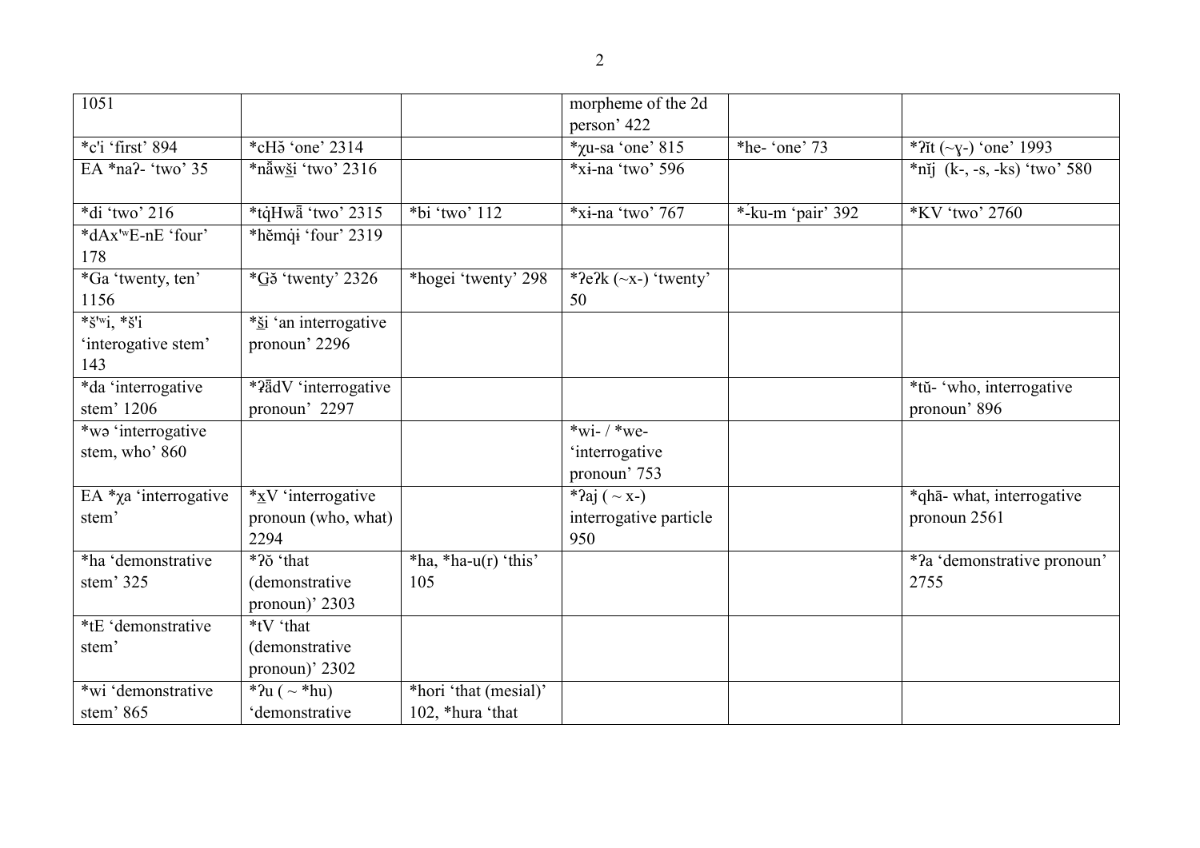| 1051 | | | morpheme of the 2d person' 422 | | |
|---|---|---|---|---|---|
| *c'i 'first' 894 | *cHə̆ 'one' 2314 | | *χu-sa 'one' 815 | *he- 'one' 73 | *ʔĭt (~ɣ-) 'one' 1993 |
| EA *naʔ- 'two' 35 | *nə̄̆wš̱i 'two' 2316 | | *xɨ-na 'two' 596 | | *nĭj (k-, -s, -ks) 'two' 580 |
| *di 'two' 216 | *tq̇Hwə̄̆ 'two' 2315 | *bi 'two' 112 | *xɨ-na 'two' 767 | *-́ku-m 'pair' 392 | *KV 'two' 2760 |
| *dAx'ʷE-nE 'four' 178 | *hĕmq̇ɨ 'four' 2319 | | | | |
| *Ga 'twenty, ten' 1156 | *G̱ə̆ 'twenty' 2326 | *hogei 'twenty' 298 | *ʔeʔk (~x-) 'twenty' 50 | | |
| *š'ʷi, *š'i 'interogative stem' 143 | *š̱i 'an interrogative pronoun' 2296 | | | | |
| *da 'interrogative stem' 1206 | *ʔə̄̆dV 'interrogative pronoun' 2297 | | | | *tŭ- 'who, interrogative pronoun' 896 |
| *wə 'interrogative stem, who' 860 | | | *wi- / *we- 'interrogative pronoun' 753 | | |
| EA *χa 'interrogative stem' | *x̱V 'interrogative pronoun (who, what) 2294 | | *ʔaj ( ~ x-) interrogative particle 950 | | *qhā- what, interrogative pronoun 2561 |
| *ha 'demonstrative stem' 325 | *ʔŏ 'that (demonstrative pronoun)' 2303 | *ha, *ha-u(r) 'this' 105 | | | *ʔa 'demonstrative pronoun' 2755 |
| *tE 'demonstrative stem' | *tV 'that (demonstrative pronoun)' 2302 | | | | |
| *wi 'demonstrative stem' 865 | *ʔu ( ~ *hu) 'demonstrative | *hori 'that (mesial)' 102, *hura 'that | | | |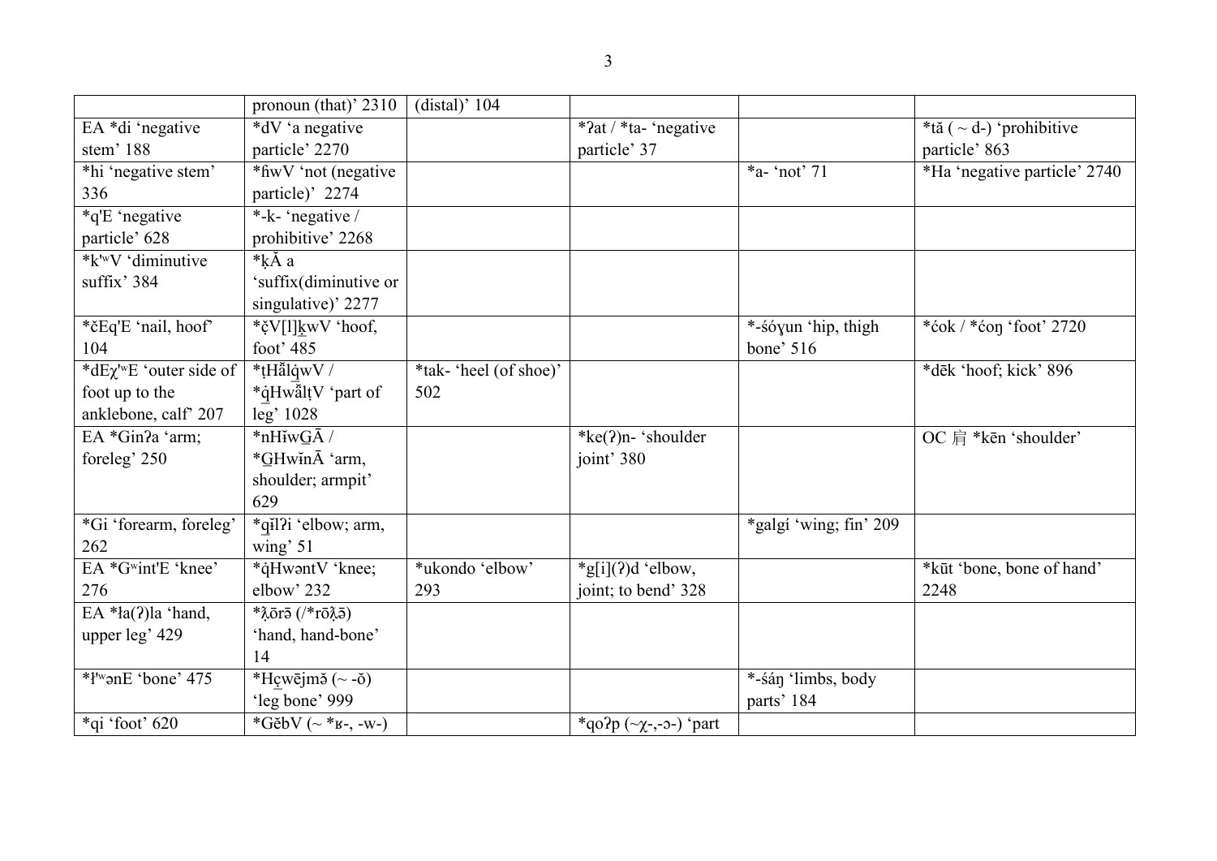| | | | | | |
|---|---|---|---|---|---|
| | pronoun (that)' 2310 | (distal)' 104 | | | |
| EA *di 'negative stem' 188 | *dV 'a negative particle' 2270 | | *ʔat / *ta- 'negative particle' 37 | | *tă ( ~ d-) 'prohibitive particle' 863 |
| *hi 'negative stem' 336 | *ɦwV 'not (negative particle)' 2274 | | | *a- 'not' 71 | *Ha 'negative particle' 2740 |
| *q'E 'negative particle' 628 | *-k- 'negative / prohibitive' 2268 | | | | |
| *k'ʷV 'diminutive suffix' 384 | *ḳĂ a 'suffix(diminutive or singulative)' 2277 | | | | |
| *čEq'E 'nail, hoof' 104 | *čV[l]ḵwV 'hoof, foot' 485 | | | *-śóɣun 'hip, thigh bone' 516 | *ćok / *ćoŋ 'foot' 2720 |
| *dEχ'ʷE 'outer side of foot up to the anklebone, calf' 207 | *ṭHăl̄q̇wV / *q̇HwăłṭV 'part of leg' 1028 | *tak- 'heel (of shoe)' 502 | | | *dēk 'hoof; kick' 896 |
| EA *Ginʔa 'arm; foreleg' 250 | *nHĭwG̱Ā / *G̱HwĭnĀ 'arm, shoulder; armpit' 629 | | *ke(ʔ)n- 'shoulder joint' 380 | | OC 肩 *kēn 'shoulder' |
| *Gi 'forearm, foreleg' 262 | *q̱ĭlʔi 'elbow; arm, wing' 51 | | | *galgí 'wing; fin' 209 | |
| EA *Gʷint'E 'knee' 276 | *q̇HwəntV 'knee; elbow' 232 | *ukondo 'elbow' 293 | *g[i](ʔ)d 'elbow, joint; to bend' 328 | | *kūt 'bone, bone of hand' 2248 |
| EA *ła(ʔ)la 'hand, upper leg' 429 | *ƛ̣ōrə̄ (/*rōƛ̣ə̄) 'hand, hand-bone' 14 | | | | |
| *ƚ'ʷənE 'bone' 475 | *Hc̱wējmə̆ (~ -ŏ) 'leg bone' 999 | | | *-śáŋ 'limbs, body parts' 184 | |
| *qi 'foot' 620 | *GĕbV (~ *ʁ-, -w-) | | *qoʔp (~χ-,-ɔ-) 'part | | |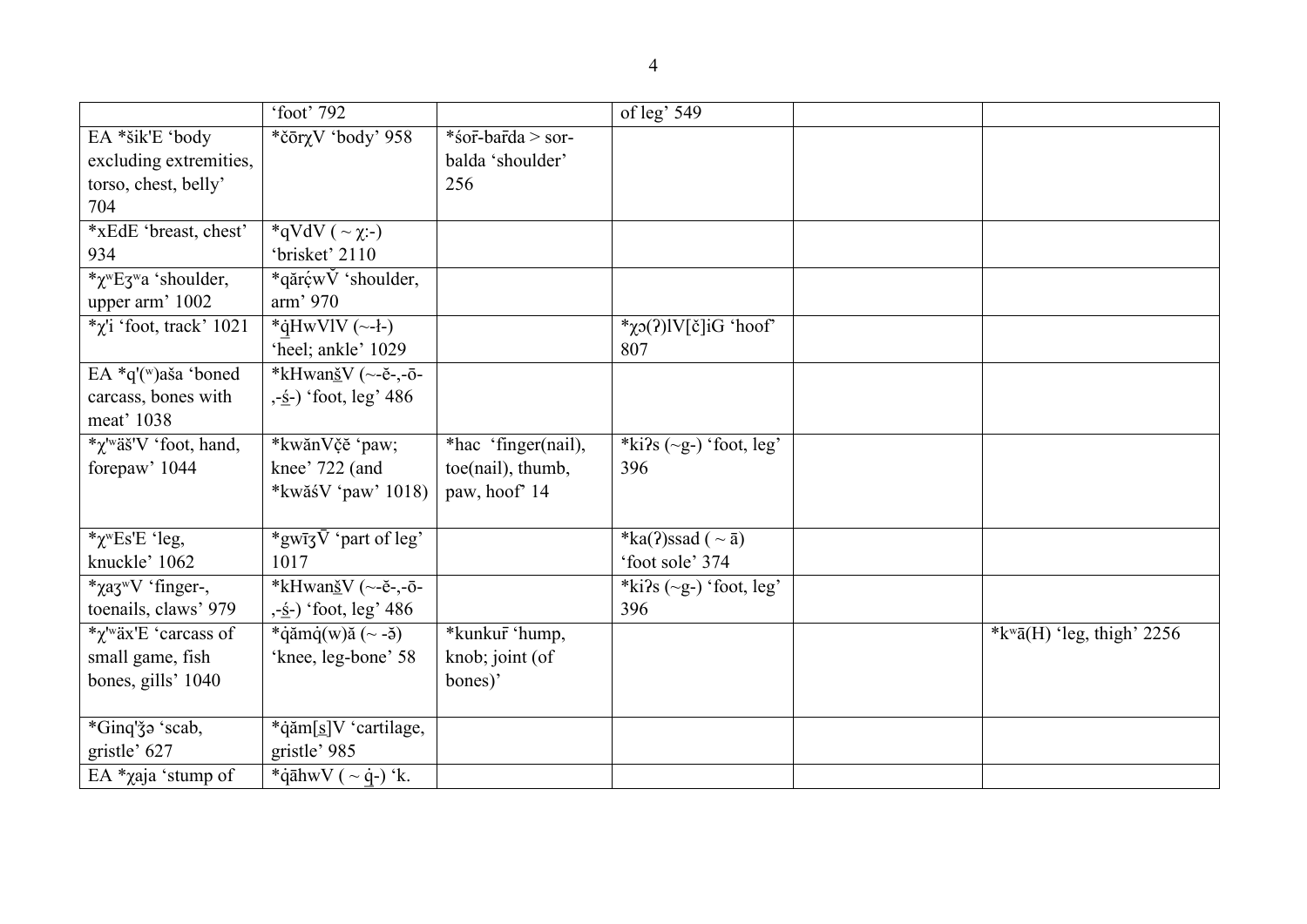| | 'foot' 792 | | of leg' 549 | | |
|---|---|---|---|---|---|
| EA *šik'E 'body excluding extremities, torso, chest, belly' 704 | *čōrχV 'body' 958 | *śor̄-bar̄da > sor-balda 'shoulder' 256 | | | |
| *xEdE 'breast, chest' 934 | *qVdV ( ~ χ:-) 'brisket' 2110 | | | | |
| *χʷEʒʷa 'shoulder, upper arm' 1002 | *qăr̰ćwV̄ 'shoulder, arm' 970 | | | | |
| *χ'i 'foot, track' 1021 | *q̇HwVlV (~-ɫ-) 'heel; ankle' 1029 | | *χɔ(ʔ)lV[č]iG 'hoof' 807 | | |
| EA *q'(ʷ)aša 'boned carcass, bones with meat' 1038 | *kHwanšV (~-ĕ-,-ō-,-ś-) 'foot, leg' 486 | | | | |
| *χ'ʷäš'V 'foot, hand, forepaw' 1044 | *kwănVč̣ĕ 'paw; knee' 722 (and *kwăśV 'paw' 1018) | *hac 'finger(nail), toe(nail), thumb, paw, hoof' 14 | *kiʔs (~g-) 'foot, leg' 396 | | |
| *χʷEs'E 'leg, knuckle' 1062 | *gwīʒV̄ 'part of leg' 1017 | | *ka(ʔ)ssad ( ~ ā) 'foot sole' 374 | | |
| *χaʒʷV 'finger-, toenails, claws' 979 | *kHwanšV (~-ĕ-,-ō-,-ś-) 'foot, leg' 486 | | *kiʔs (~g-) 'foot, leg' 396 | | |
| *χ'ʷäx'E 'carcass of small game, fish bones, gills' 1040 | *q̇ămq̇(w)ă (~ -ə̆) 'knee, leg-bone' 58 | *kunkur̄ 'hump, knob; joint (of bones)' | | | *kʷā(H) 'leg, thigh' 2256 |
| *Ginq'ǯə 'scab, gristle' 627 | *q̇ăm[s]V 'cartilage, gristle' 985 | | | | |
| EA *χaja 'stump of | *q̇āhwV ( ~ q̇-) 'k. | | | | |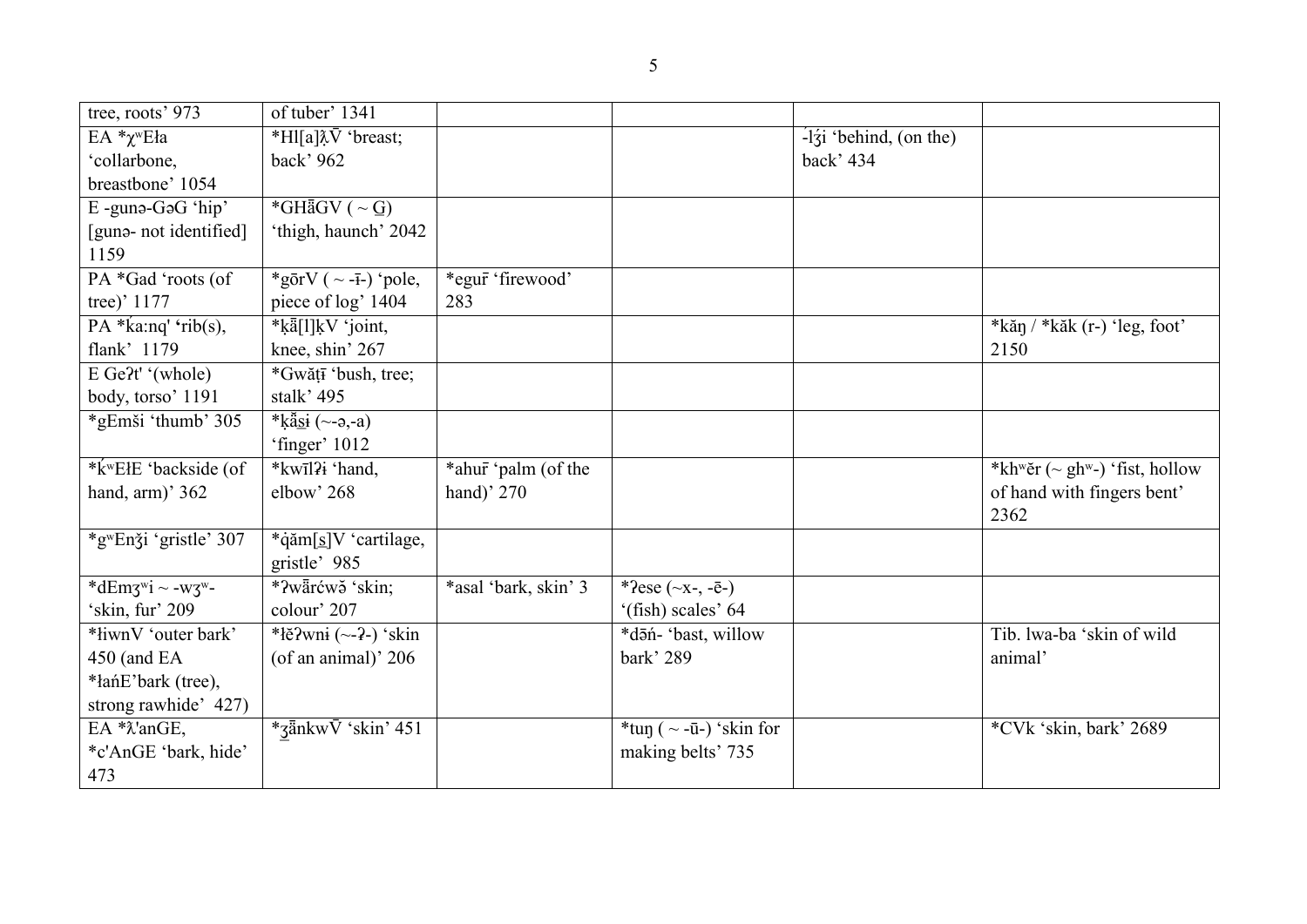| tree, roots' 973 | of tuber' 1341 | | | | |
|---|---|---|---|---|---|
| EA *χʷEła 'collarbone, breastbone' 1054 | *Hl[a]ƛ̣V̄ 'breast; back' 962 | | | -lʒ́i 'behind, (on the) back' 434 | |
| E -gunə-GəG 'hip' [gunə- not identified] 1159 | *GHā̆GV ( ~ G̱) 'thigh, haunch' 2042 | | | | |
| PA *Gad 'roots (of tree)' 1177 | *gōrV ( ~ -ī-) 'pole, piece of log' 1404 | *egur̄ 'firewood' 283 | | | |
| PA *ḱa:nq' 'rib(s), flank' 1179 | *ḳā̆[l]ḳV 'joint, knee, shin' 267 | | | | *kăŋ / *kăk (r-) 'leg, foot' 2150 |
| E Geʔt' '(whole) body, torso' 1191 | *Gwăṭī 'bush, tree; stalk' 495 | | | | |
| *gEmši 'thumb' 305 | *ḳā̆s̱ɨ (~-ə,-a) 'finger' 1012 | | | | |
| *ḱʷEłE 'backside (of hand, arm)' 362 | *kwīlʔɨ 'hand, elbow' 268 | *ahur̄ 'palm (of the hand)' 270 | | | *khʷĕr (~ ghʷ-) 'fist, hollow of hand with fingers bent' 2362 |
| *gʷEnǯi 'gristle' 307 | *q̇ăm[s̱]V 'cartilage, gristle' 985 | | | | |
| *dEmʒʷi ~ -wʒʷ- 'skin, fur' 209 | *ʔwā̆rćwə̄ 'skin; colour' 207 | *asal 'bark, skin' 3 | *ʔese (~x-, -ē-) '(fish) scales' 64 | | |
| *łiwnV 'outer bark' 450 (and EA *łańE'bark (tree), strong rawhide' 427) | *łĕʔwnɨ (~-ʔ-) 'skin (of an animal)' 206 | | *dəń- 'bast, willow bark' 289 | | Tib. lwa-ba 'skin of wild animal' |
| EA *ƛ'anGE, *c'AnGE 'bark, hide' 473 | *ʒ̱ā̆nkwV̄ 'skin' 451 | | *tuŋ ( ~ -ū-) 'skin for making belts' 735 | | *CVk 'skin, bark' 2689 |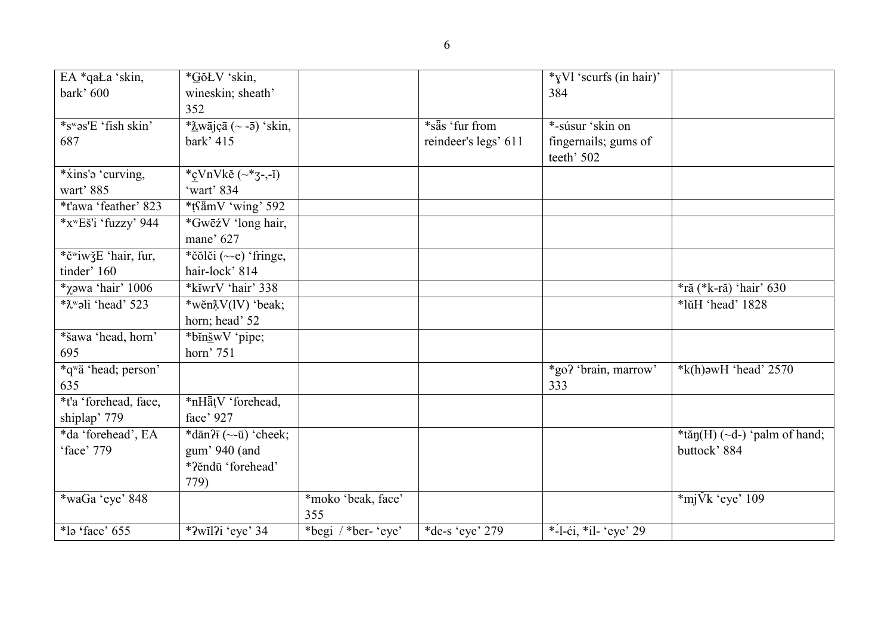| EA *qaŁa 'skin, bark' 600 | *G̱ŏŁV 'skin, wineskin; sheath' 352 | | | *ɣVl 'scurfs (in hair)' 384 | |
|---|---|---|---|---|---|
| *sʷəs'E 'fish skin' 687 | *ƛ̱wājçā (~ -ə̄) 'skin, bark' 415 | | *sə̄s 'fur from reindeer's legs' 611 | *-súsur 'skin on fingernails; gums of teeth' 502 | |
| *x́ins'ə 'curving, wart' 885 | *c̱VnVkĕ (~*ʒ-,-ī) 'wart' 834 | | | | |
| *t'awa 'feather' 823 | *ṯʕə̄mV 'wing' 592 | | | | |
| *xʷEš'i 'fuzzy' 944 | *Gwēźv 'long hair, mane' 627 | | | | |
| *čʷiwǯE 'hair, fur, tinder' 160 | *čŏlči (~-e) 'fringe, hair-lock' 814 | | | | |
| *χəwa 'hair' 1006 | *kĭwrV 'hair' 338 | | | | *ră (*k-ră) 'hair' 630 |
| *λʷəli 'head' 523 | *wĕnƛV(lV) 'beak; horn; head' 52 | | | | *lŭH 'head' 1828 |
| *šawa 'head, horn' 695 | *bĭnšwV 'pipe; horn' 751 | | | | |
| *qʷä 'head; person' 635 | | | | *goʔ 'brain, marrow' 333 | *k(h)əwH 'head' 2570 |
| *t'a 'forehead, face, shiplap' 779 | *nHə̄ṭV 'forehead, face' 927 | | | | |
| *da 'forehead', EA 'face' 779 | *dānʔī (~-ū) 'cheek; gum' 940 (and *ʔĕndū 'forehead' 779) | | | | *tăŋ(H) (~d-) 'palm of hand; buttock' 884 |
| *waGa 'eye' 848 | | *moko 'beak, face' 355 | | | *mjV̆k 'eye' 109 |
| *lə 'face' 655 | *ʔwĭlʔi 'eye' 34 | *begi / *ber- 'eye' | *de-s 'eye' 279 | *-́l-ći, *il- 'eye' 29 | |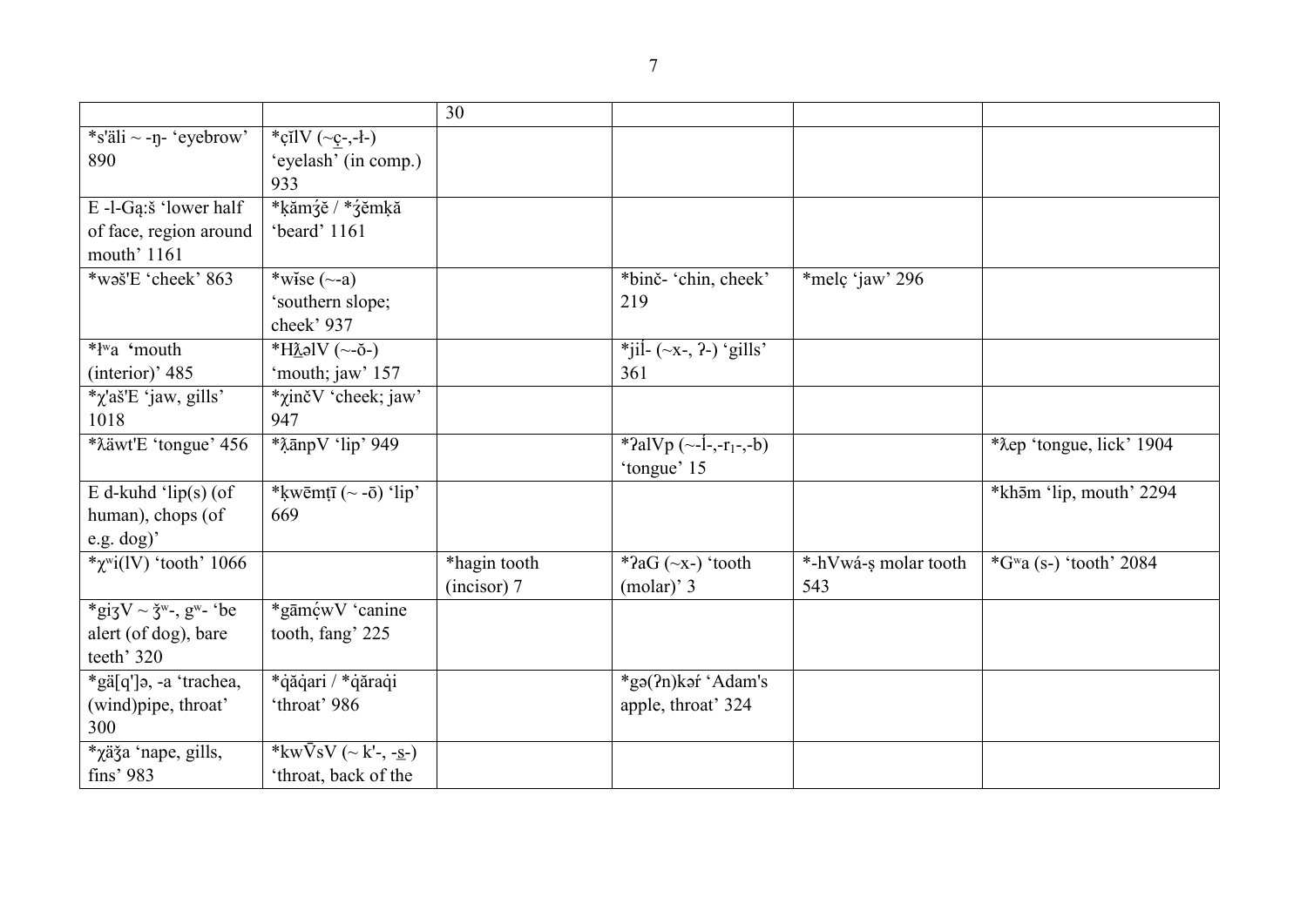| | | 30 | | | |
|---|---|---|---|---|---|
| *s'äli ~ -ŋ- 'eyebrow' 890 | *çĭlV (~ç̱-,-ɫ-) 'eyelash' (in comp.) 933 | | | | |
| E -l-Gạ:š 'lower half of face, region around mouth' 1161 | *ḳămʒ́ĕ / *ʒ́ĕmḳă 'beard' 1161 | | | | |
| *wəš'E 'cheek' 863 | *wĭse (~-a) 'southern slope; cheek' 937 | | *binč- 'chin, cheek' 219 | *melç 'jaw' 296 | |
| *ɫʷa 'mouth (interior)' 485 | *Hƛ̱əlV (~-ŏ-) 'mouth; jaw' 157 | | *jiĺ- (~x-, ʔ-) 'gills' 361 | | |
| *χ'aš'E 'jaw, gills' 1018 | *χinčV 'cheek; jaw' 947 | | | | |
| *ƛäwt'E 'tongue' 456 | *ƛ̣ānpV 'lip' 949 | | *ʔalVp (~-ĺ-,-r₁-,-b) 'tongue' 15 | | *ƛep 'tongue, lick' 1904 |
| E d-kuhd 'lip(s) (of human), chops (of e.g. dog)' | *ḳwēmṭī (~ -ō) 'lip' 669 | | | | *khōm 'lip, mouth' 2294 |
| *χʷi(lV) 'tooth' 1066 | | *hagin tooth (incisor) 7 | *ʔaG (~x-) 'tooth (molar)' 3 | *-hVwá-ṣ molar tooth 543 | *Gʷa (s-) 'tooth' 2084 |
| *giʒV ~ ǯʷ-, gʷ- 'be alert (of dog), bare teeth' 320 | *gāmćwV 'canine tooth, fang' 225 | | | | |
| *gä[q']ə, -a 'trachea, (wind)pipe, throat' 300 | *q̇ăq̇ari / *q̇ăraq̇i 'throat' 986 | | *gə(ʔn)kəŕ 'Adam's apple, throat' 324 | | |
| *χäǯa 'nape, gills, fins' 983 | *kwV̄sV (~ k'-, -s̱-) 'throat, back of the | | | | |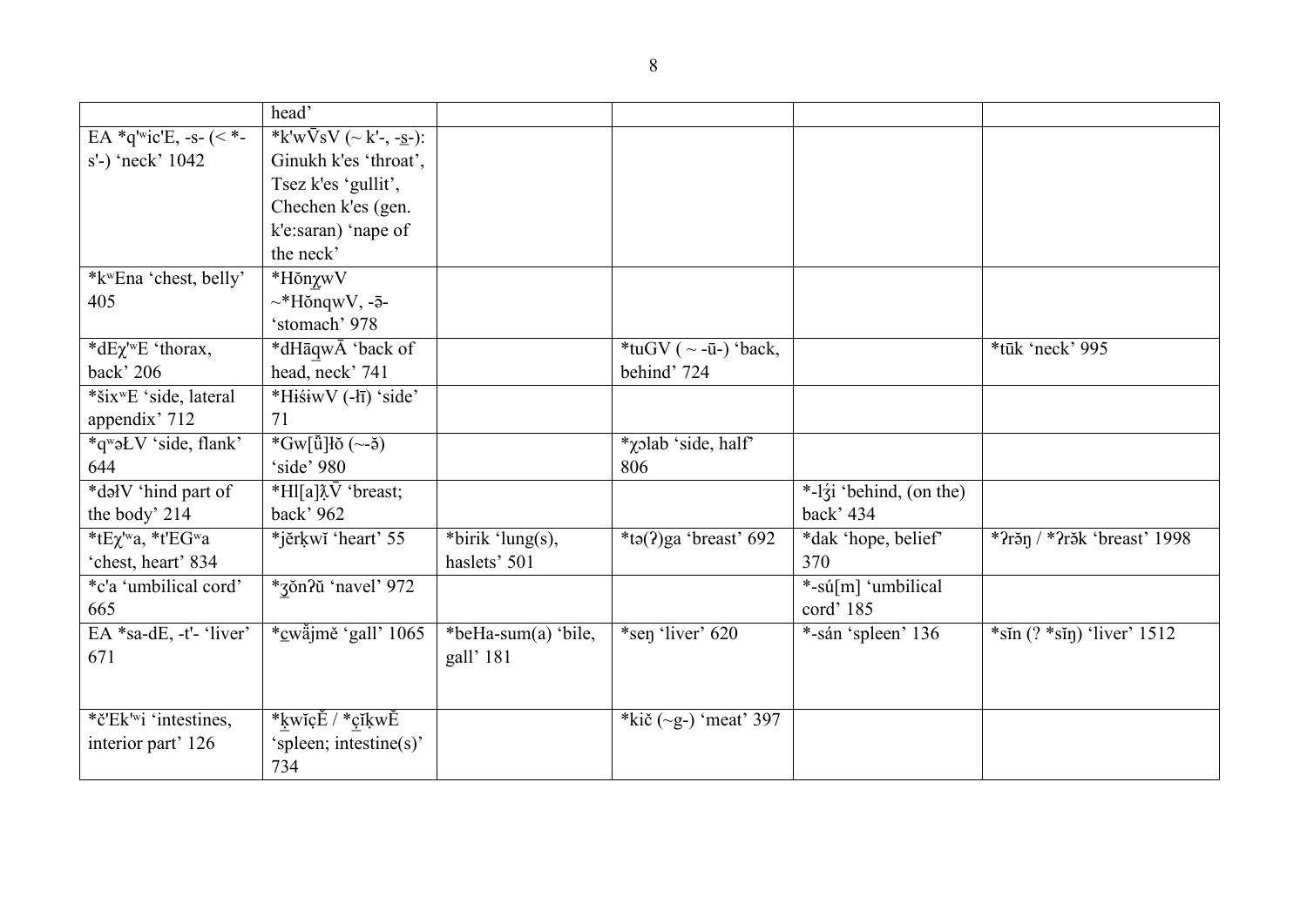| | | | | | |
|---|---|---|---|---|---|
| | head' | | | | |
| EA *qʷic'E, -s- (< *-s'-) 'neck' 1042 | *k'wV̄sV (~ k'-, -s̱-): Ginukh k'es 'throat', Tsez k'es 'gullit', Chechen k'es (gen. k'e:saran) 'nape of the neck' | | | | |
| *kʷEna 'chest, belly' 405 | *Hŏnχ̱wV ~*HŏnqwV, -ə̄- 'stomach' 978 | | | | |
| *dEχ'ʷE 'thorax, back' 206 | *dHāq̱wĀ 'back of head, neck' 741 | | *tuGV ( ~ -ū-) 'back, behind' 724 | | *tūk 'neck' 995 |
| *šixʷE 'side, lateral appendix' 712 | *Hiśɨ́wV (-łī) 'side' 71 | | | | |
| *qʷəŁV 'side, flank' 644 | *Gw[ŭ̄]łŏ (~-ə̆) 'side' 980 | | *χɔlab 'side, half' 806 | | |
| *dəłV 'hind part of the body' 214 | *Hl[a]ƛ̣V̄ 'breast; back' 962 | | | *-lʒ́i 'behind, (on the) back' 434 | |
| *tEχ'ʷa, *t'EGʷa 'chest, heart' 834 | *jĕrḳwĭ 'heart' 55 | *birik 'lung(s), haslets' 501 | *tə(ʔ)ga 'breast' 692 | *dak 'hope, belief' 370 | *ʔrəŋ / *ʔrək 'breast' 1998 |
| *c'a 'umbilical cord' 665 | *ʒ̱ŏnʔŭ 'navel' 972 | | | *-sú[m] 'umbilical cord' 185 | |
| EA *sa-dE, -t'- 'liver' 671 | *c̱wə̆̄jmĕ 'gall' 1065 | *beHa-sum(a) 'bile, gall' 181 | *seŋ 'liver' 620 | *-sán 'spleen' 136 | *sĭn (? *sĭŋ) 'liver' 1512 |
| *č'Ek'ʷi 'intestines, interior part' 126 | *ḵwĭçĔ / *c̱ĭḳwĔ 'spleen; intestine(s)' 734 | | *kič (~g-) 'meat' 397 | | |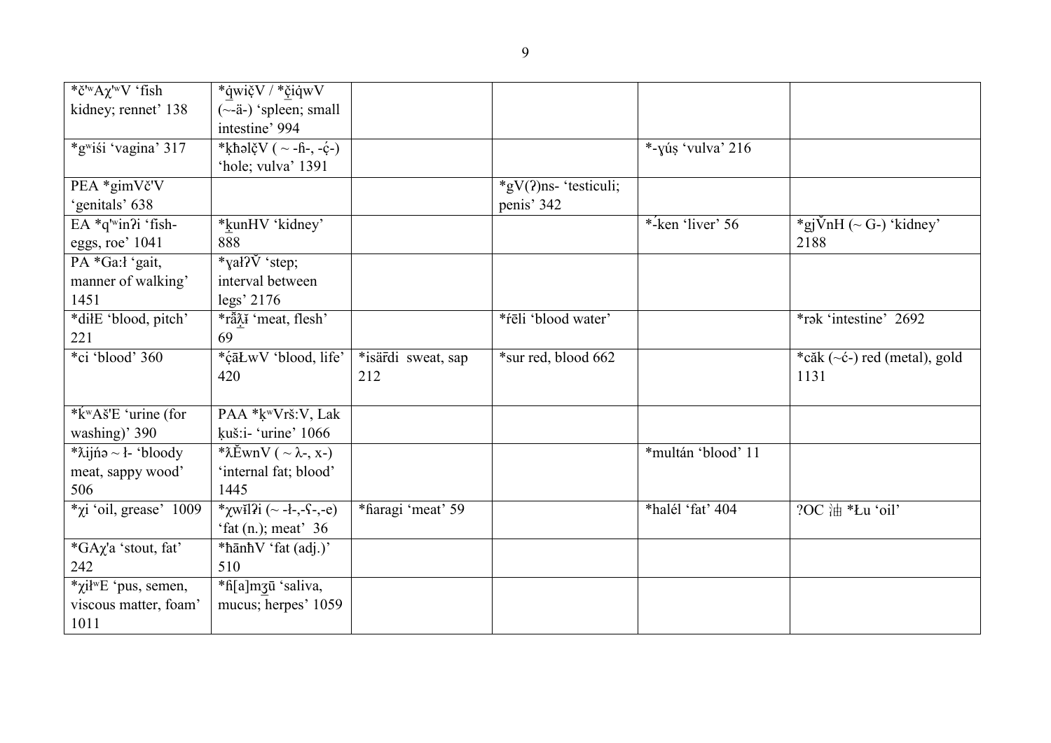| *čʷAχʷV 'fish kidney; rennet' 138 | *q̇wičV / *č̣iq̇wV (~-ä-) 'spleen; small intestine' 994 | | | | |
|---|---|---|---|---|---|
| *gʷiśi 'vagina' 317 | *ḳħəlčV ( ~ -ɦ-, -ç̣-) 'hole; vulva' 1391 | | | *-ɣúṣ 'vulva' 216 | |
| PEA *gimVč'V 'genitals' 638 | | | *gV(ʔ)ns- 'testiculi; penis' 342 | | |
| EA *q'ʷinʔi 'fish-eggs, roe' 1041 | *ḵunHV 'kidney' 888 | | | *-́ken 'liver' 56 | *gjV̆nH (~ G-) 'kidney' 2188 |
| PA *Ga:ł 'gait, manner of walking' 1451 | *ɣałʔV̆ 'step; interval between legs' 2176 | | | | |
| *diłE 'blood, pitch' 221 | *ra̋λ̱ɨ 'meat, flesh' 69 | | *ŕēli 'blood water' | | *rək 'intestine' 2692 |
| *ci 'blood' 360 | *ç̣āŁwV 'blood, life' 420 | *isa̋rdi sweat, sap 212 | *sur red, blood 662 | | *căk (~ć-) red (metal), gold 1131 |
| *ḱʷAš'E 'urine (for washing)' 390 | PAA *ḳʷVrš:V, Lak ḳuš:i- 'urine' 1066 | | | | |
| *λijńə ~ ł- 'bloody meat, sappy wood' 506 | *λĔwnV ( ~ λ-, x-) 'internal fat; blood' 1445 | | | *multán 'blood' 11 | |
| *χi 'oil, grease' 1009 | *χwɨ̄lʔi (~ -ł-,-ʕ-,-e) 'fat (n.); meat' 36 | *ɦaragi 'meat' 59 | | *halél 'fat' 404 | ?OC 油 *Łu 'oil' |
| *GAχ'a 'stout, fat' 242 | *ħānħV 'fat (adj.)' 510 | | | | |
| *χiłʷE 'pus, semen, viscous matter, foam' 1011 | *ɦ[a]mʒ̱ū 'saliva, mucus; herpes' 1059 | | | | |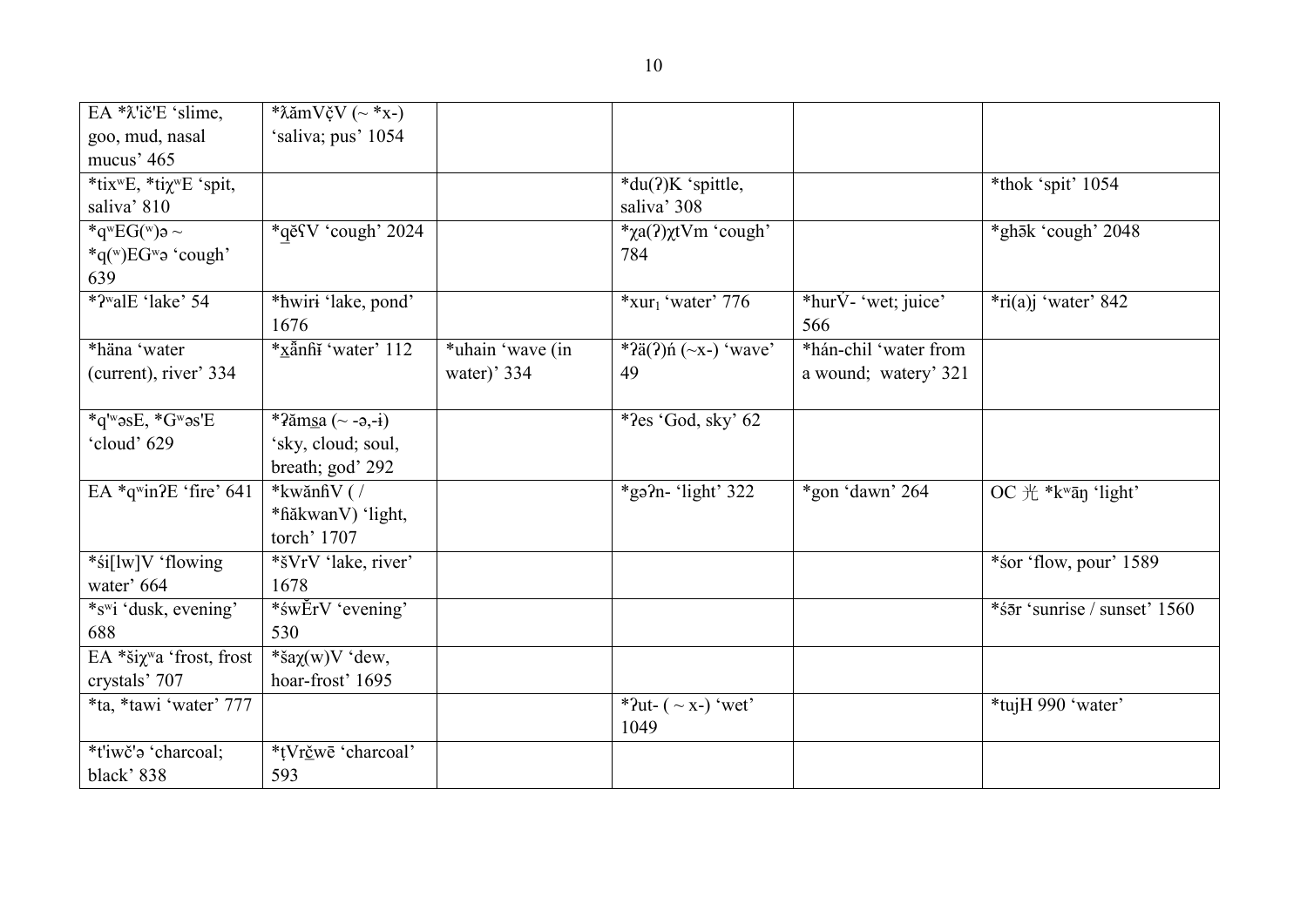| EA *ƛ'ič'E 'slime, goo, mud, nasal mucus' 465 | *ƛămVčV (~ *x-) 'saliva; pus' 1054 | | | | |
|---|---|---|---|---|---|
| *tixʷE, *tiχʷE 'spit, saliva' 810 | | | *du(ʔ)K 'spittle, saliva' 308 | | *thok 'spit' 1054 |
| *qʷEG(ʷ)ə ~ *q(ʷ)EGʷə 'cough' 639 | *q̱ĕʕV 'cough' 2024 | | *χa(ʔ)χtVm 'cough' 784 | | *ghə̄k 'cough' 2048 |
| *ʔʷalE 'lake' 54 | *ħwiri 'lake, pond' 1676 | | *xur₁ 'water' 776 | *hurV́- 'wet; juice' 566 | *ri(a)j 'water' 842 |
| *häna 'water (current), river' 334 | *x̱ə̆nħĭ 'water' 112 | *uhain 'wave (in water)' 334 | *ʔä(ʔ)ń (~x-) 'wave' 49 | *hán-chil 'water from a wound; watery' 321 | |
| *q'ʷəsE, *Gʷəs'E 'cloud' 629 | *ʔămsa (~ -ə,-ɨ) 'sky, cloud; soul, breath; god' 292 | | *ʔes 'God, sky' 62 | | |
| EA *qʷinʔE 'fire' 641 | *kwănɦV ( / *ɦăkwanV) 'light, torch' 1707 | | *gəʔn- 'light' 322 | *gon 'dawn' 264 | OC 光 *kʷāŋ 'light' |
| *śi[lw]V 'flowing water' 664 | *šVrV 'lake, river' 1678 | | | | *śor 'flow, pour' 1589 |
| *sʷi 'dusk, evening' 688 | *śwĔrV 'evening' 530 | | | | *śə̄r 'sunrise / sunset' 1560 |
| EA *šiχʷa 'frost, frost crystals' 707 | *šaχ(w)V 'dew, hoar-frost' 1695 | | | | |
| *ta, *tawi 'water' 777 | | | *ʔut- ( ~ x-) 'wet' 1049 | | *tujH 990 'water' |
| *t'iwč'ə 'charcoal; black' 838 | *ṭVrč̱wē 'charcoal' 593 | | | | |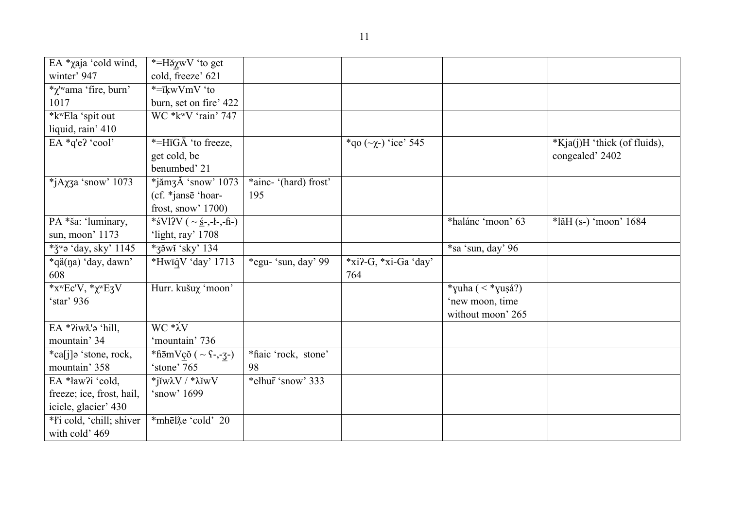| | | | | | |
|---|---|---|---|---|---|
| EA *χaja 'cold wind, winter' 947 | *=Hə̆χ̱wV 'to get cold, freeze' 621 | | | | |
| *χ'ʷama 'fire, burn' 1017 | *=īḳwVmV 'to burn, set on fire' 422 | | | | |
| *kʷEla 'spit out liquid, rain' 410 | WC *kʷV 'rain' 747 | | | | |
| EA *q'eʔ 'cool' | *=HĭGĀ 'to freeze, get cold, be benumbed' 21 | | *qo (~χ-) 'ice' 545 | | *Kja(j)H 'thick (of fluids), congealed' 2402 |
| *jAχʒa 'snow' 1073 | *jămʒĂ 'snow' 1073 (cf. *jansē 'hoar-frost, snow' 1700) | *ainc- '(hard) frost' 195 | | | |
| PA *ša: 'luminary, sun, moon' 1173 | *śVlʔV ( ~ s̱-,-ɬ-,-ɦ-) 'light, ray' 1708 | | | *halánc 'moon' 63 | *lăH (s-) 'moon' 1684 |
| *ǯʷə 'day, sky' 1145 | *ʒə̆wĭ 'sky' 134 | | | *sa 'sun, day' 96 | |
| *qä(ŋa) 'day, dawn' 608 | *Hwīq̱̇V 'day' 1713 | *egu- 'sun, day' 99 | *xiʔ-G, *xi-Ga 'day' 764 | | |
| *xʷEc'V, *χʷEʒV 'star' 936 | Hurr. kušuχ 'moon' | | | *ɣuha ( < *ɣuṣá?) 'new moon, time without moon' 265 | |
| EA *ʔiwƛ'ə 'hill, mountain' 34 | WC *ƛ́V 'mountain' 736 | | | | |
| *ca[j]ə 'stone, rock, mountain' 358 | *ɦə̄mVç̱ŏ ( ~ ʕ-,-ʒ̱-) 'stone' 765 | *ɦaic 'rock, stone' 98 | | | |
| EA *ɬawʔi 'cold, freeze; ice, frost, hail, icicle, glacier' 430 | *jĭwλV / *λĭwV 'snow' 1699 | *eɬhur̄ 'snow' 333 | | | |
| *ɬ'i cold, 'chill; shiver with cold' 469 | *mħēƛ̱e 'cold' 20 | | | | |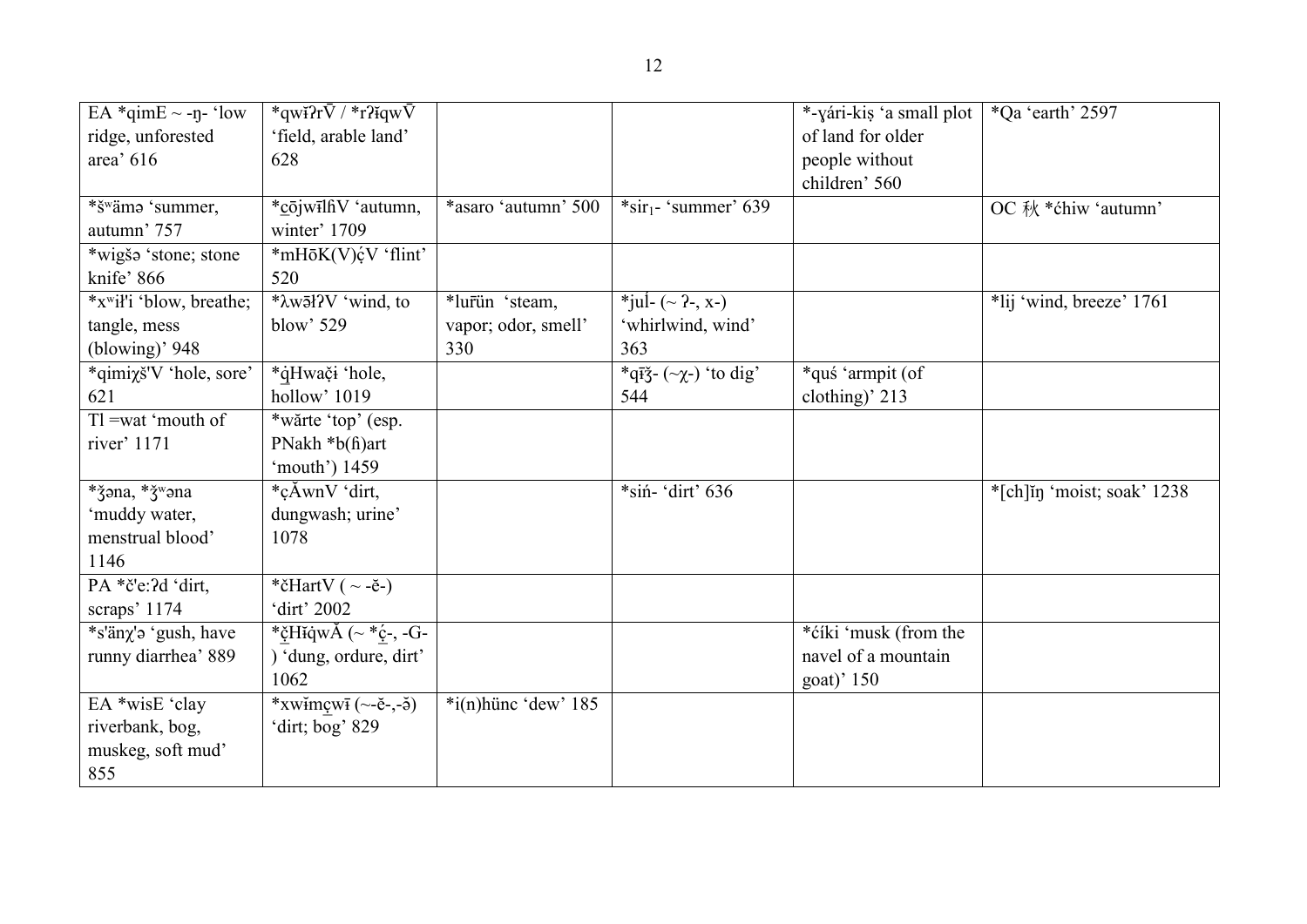| EA *qimE ~ -ŋ- 'low ridge, unforested area' 616 | *qwĭʔrV̄ / *rʔĭqwV̄ 'field, arable land' 628 | | | *-ɣári-kiṣ 'a small plot of land for older people without children' 560 | *Qa 'earth' 2597 |
|---|---|---|---|---|---|
| *šʷämə 'summer, autumn' 757 | *c̱ōjwīlɦV 'autumn, winter' 1709 | *asaro 'autumn' 500 | *sir₁- 'summer' 639 | | OC 秋 *ćhiw 'autumn' |
| *wigšə 'stone; stone knife' 866 | *mHōK(V)ḉV 'flint' 520 | | | | |
| *xʷiłʼi 'blow, breathe; tangle, mess (blowing)' 948 | *ƛwǝ̄łʔV 'wind, to blow' 529 | *lur̄ün 'steam, vapor; odor, smell' 330 | *juĺ- (~ ʔ-, x-) 'whirlwind, wind' 363 | | *lij 'wind, breeze' 1761 |
| *qimiχšʼV 'hole, sore' 621 | *q̇Hwač̣i 'hole, hollow' 1019 | | *qīǯ- (~χ-) 'to dig' 544 | *quś 'armpit (of clothing)' 213 | |
| Tl =wat 'mouth of river' 1171 | *wărte 'top' (esp. PNakh *b(ɦ)art 'mouth') 1459 | | | | |
| *ǯəna, *ǯʷəna 'muddy water, menstrual blood' 1146 | *ç̣ĂwnV 'dirt, dungwash; urine' 1078 | | *siń- 'dirt' 636 | | *[ch]ĭŋ 'moist; soak' 1238 |
| PA *čʼe:ʔd 'dirt, scraps' 1174 | *čHartV ( ~ -ě-) 'dirt' 2002 | | | | |
| *sʼänχʼə 'gush, have runny diarrhea' 889 | *č̱HĭqwĂ (~ *ḉ-, -G-) 'dung, ordure, dirt' 1062 | | | *číki 'musk (from the navel of a mountain goat)' 150 | |
| EA *wisE 'clay riverbank, bog, muskeg, soft mud' 855 | *xwĭmc̣wī (~-ĕ-,-ǝ̆) 'dirt; bog' 829 | *i(n)hünc 'dew' 185 | | | |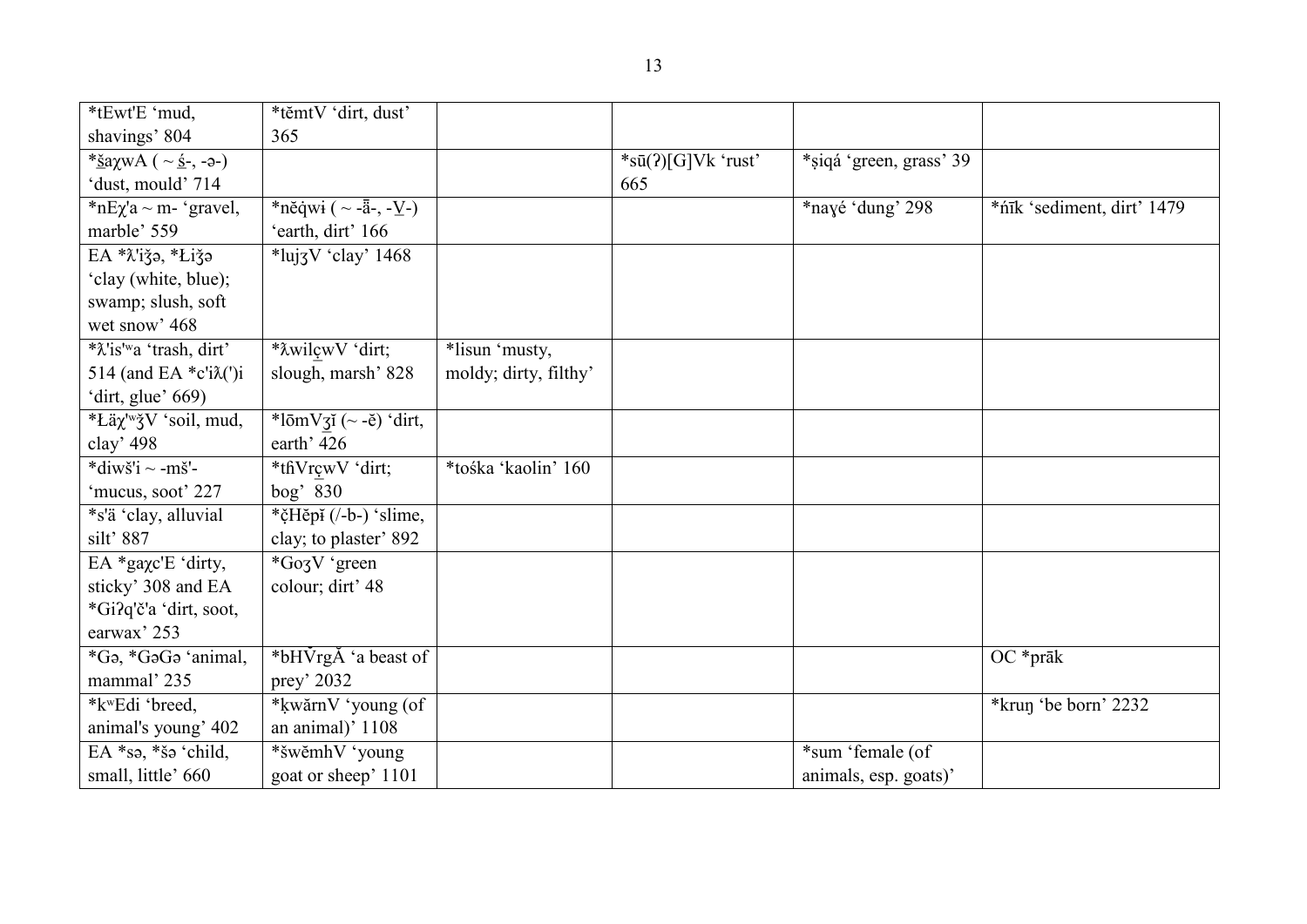| | | | | | |
|---|---|---|---|---|---|
| *tEwt'E 'mud, shavings' 804 | *tĕmtV 'dirt, dust' 365 | | | | |
| *s̱aχwA ( ~ ś̱-, -ə-) 'dust, mould' 714 | | | *sū(ʔ)[G]Vk 'rust' 665 | *ṣiqá 'green, grass' 39 | |
| *nEχ'a ~ m- 'gravel, marble' 559 | *nĕq̇wɨ ( ~ -ā̆-, -V̱-) 'earth, dirt' 166 | | | *naɣé 'dung' 298 | *ńīk 'sediment, dirt' 1479 |
| EA *ƛ'iǯə, *Łiǯə 'clay (white, blue); swamp; slush, soft wet snow' 468 | *lujʒV 'clay' 1468 | | | | |
| *ƛ'isʷa 'trash, dirt' 514 (and EA *c'iƛ(')i 'dirt, glue' 669) | *ƛwilc̱wV 'dirt; slough, marsh' 828 | *lisun 'musty, moldy; dirty, filthy' | | | |
| *Łäχ'ʷǯV 'soil, mud, clay' 498 | *lōmVʒ̱ĭ (~ -ĕ) 'dirt, earth' 426 | | | | |
| *diwš'i ~ -mš'- 'mucus, soot' 227 | *tɦVrc̱wV 'dirt; bog' 830 | *tośka 'kaolin' 160 | | | |
| *s'ä 'clay, alluvial silt' 887 | *čHĕpĭ (/-b-) 'slime, clay; to plaster' 892 | | | | |
| EA *gaχc'E 'dirty, sticky' 308 and EA *Giʔq'č'a 'dirt, soot, earwax' 253 | *GoʒV 'green colour; dirt' 48 | | | | |
| *Gə, *GəGə 'animal, mammal' 235 | *bHV̆rgĂ 'a beast of prey' 2032 | | | | OC *prāk |
| *kʷEdi 'breed, animal's young' 402 | *ḳwărnV 'young (of an animal)' 1108 | | | | *kruŋ 'be born' 2232 |
| EA *sə, *šə 'child, small, little' 660 | *šwĕmhV 'young goat or sheep' 1101 | | | *sum 'female (of animals, esp. goats)' | |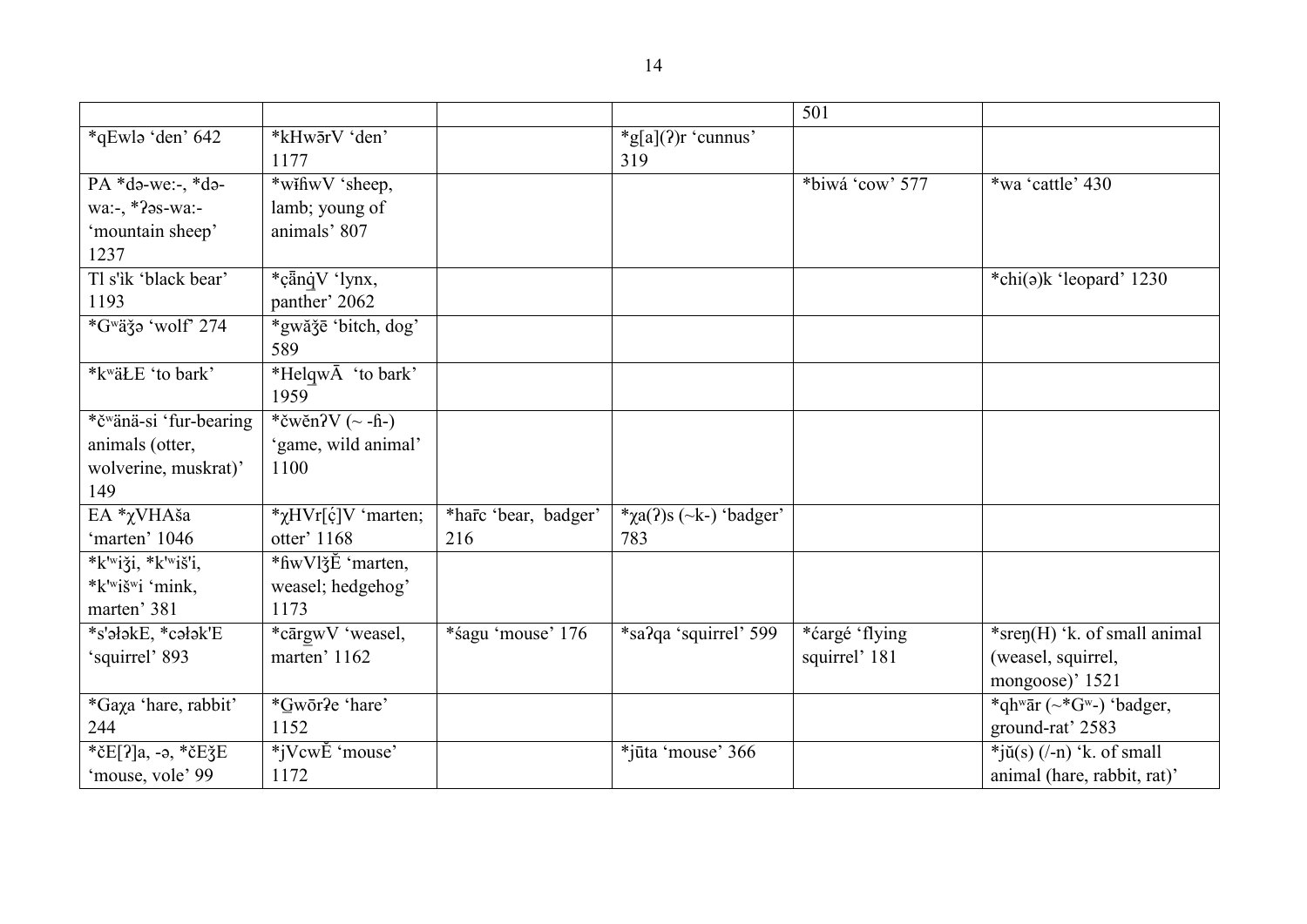| | | | | 501 | |
|---|---|---|---|---|---|
| *qEwlə 'den' 642 | *kHwārV 'den' 1177 | | *g[a](ʔ)r 'cunnus' 319 | | |
| PA *də-we:-, *də-wa:-, *ʔəs-wa:- 'mountain sheep' 1237 | *wĭɦwV 'sheep, lamb; young of animals' 807 | | | *biwá 'cow' 577 | *wa 'cattle' 430 |
| Tl s'ìk 'black bear' 1193 | *ç̄ănq̇V 'lynx, panther' 2062 | | | | *chi(ə)k 'leopard' 1230 |
| *Gʷäǯə 'wolf' 274 | *gwăǯē 'bitch, dog' 589 | | | | |
| *kʷäŁE 'to bark' | *HelqwĀ 'to bark' 1959 | | | | |
| *čʷänä-si 'fur-bearing animals (otter, wolverine, muskrat)' 149 | *čwĕnʔV (~ -ɦ-) 'game, wild animal' 1100 | | | | |
| EA *χVHAša 'marten' 1046 | *χHVr[ć̣]V 'marten; otter' 1168 | *harc 'bear, badger' 216 | *χa(ʔ)s (~k-) 'badger' 783 | | |
| *k'ʷiǯi, *k'ʷiš'i, *k'ʷišʷi 'mink, marten' 381 | *ɦwVlǯĔ 'marten, weasel; hedgehog' 1173 | | | | |
| *s'əłəkE, *cəłək'E 'squirrel' 893 | *cārgwV 'weasel, marten' 1162 | *śagu 'mouse' 176 | *saʔqa 'squirrel' 599 | *ćargé 'flying squirrel' 181 | *sreŋ(H) 'k. of small animal (weasel, squirrel, mongoose)' 1521 |
| *Gaχa 'hare, rabbit' 244 | *G̱wōrʔe 'hare' 1152 | | | | *qhʷār (~*Gʷ-) 'badger, ground-rat' 2583 |
| *čE[ʔ]a, -ə, *čEǯE 'mouse, vole' 99 | *jVcwĔ 'mouse' 1172 | | *jūta 'mouse' 366 | | *jŭ(s) (/-n) 'k. of small animal (hare, rabbit, rat)' |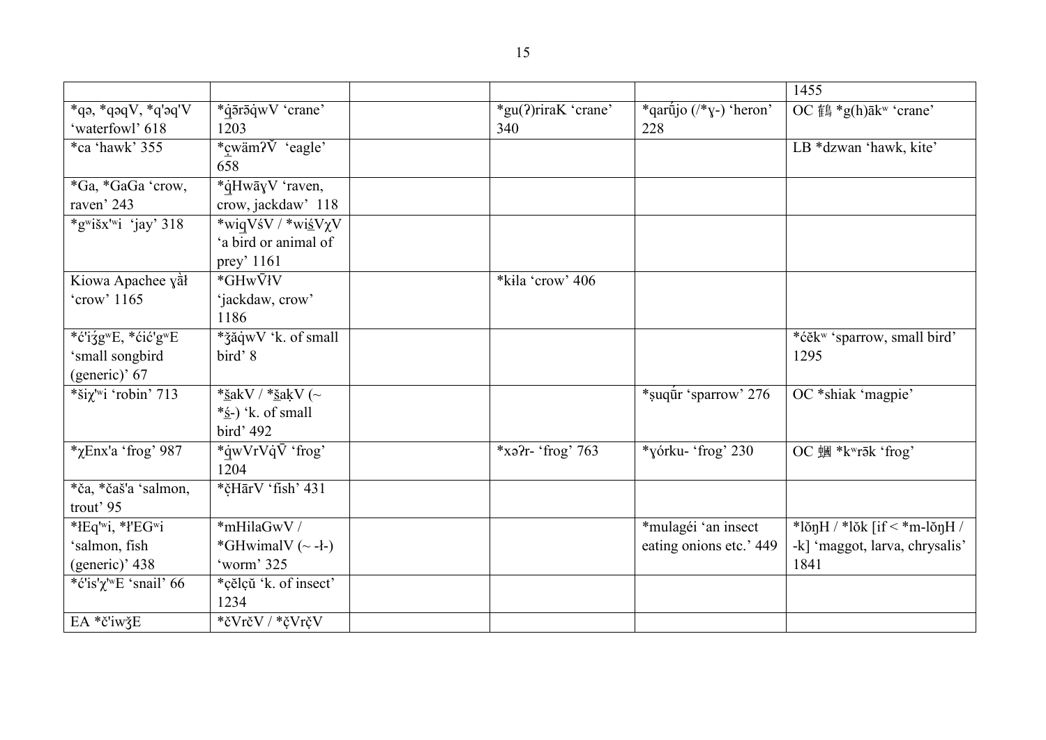| | | | | | |
|---|---|---|---|---|---|
| | | | | | 1455 |
| *qə, *qəqV, *q'əq'V 'waterfowl' 618 | *q̇ērəq̇wV 'crane' 1203 | | *gu(ʔ)riraK 'crane' 340 | *qarū́jo (/*ɣ-) 'heron' 228 | OC 鶴 *g(h)ākʷ 'crane' |
| *ca 'hawk' 355 | *c̱wämʔV̆ 'eagle' 658 | | | | LB *dzwan 'hawk, kite' |
| *Ga, *GaGa 'crow, raven' 243 | *q̇HwāɣV 'raven, crow, jackdaw' 118 | | | | |
| *gʷišx'ʷi 'jay' 318 | *wiq̱VśV / *wiśVχV 'a bird or animal of prey' 1161 | | | | |
| Kiowa Apache ɣā̀ł 'crow' 1165 | *GHwV̄łV 'jackdaw, crow' 1186 | | *kɨla 'crow' 406 | | |
| *ć'iʒgʷE, *ćić'gʷE 'small songbird (generic)' 67 | *ǯăq̇wV 'k. of small bird' 8 | | | | *ćĕkʷ 'sparrow, small bird' 1295 |
| *šiχ'ʷi 'robin' 713 | *šakV / *šaḳV (~ *ś-) 'k. of small bird' 492 | | | *ṣuqū́r 'sparrow' 276 | OC *shiak 'magpie' |
| *χEnx'a 'frog' 987 | *q̇wVrVq̇V̄ 'frog' 1204 | | *xəʔr- 'frog' 763 | *ɣórku- 'frog' 230 | OC 蟈 *kʷrāk 'frog' |
| *ča, *čaš'a 'salmon, trout' 95 | *čHārV 'fish' 431 | | | | |
| *łEq'ʷi, *ł'EGʷi 'salmon, fish (generic)' 438 | *mHilaGwV / *GHwimalV (~ -ł-) 'worm' 325 | | | *mulagéi 'an insect eating onions etc.' 449 | *lŏŋH / *lŏk [if < *m-lŏŋH / -k] 'maggot, larva, chrysalis' 1841 |
| *ć'is'χ'ʷE 'snail' 66 | *c̣ĕlc̣ŭ 'k. of insect' 1234 | | | | |
| EA *č'iwǯE | *čVrčV / *čVrčV | | | | |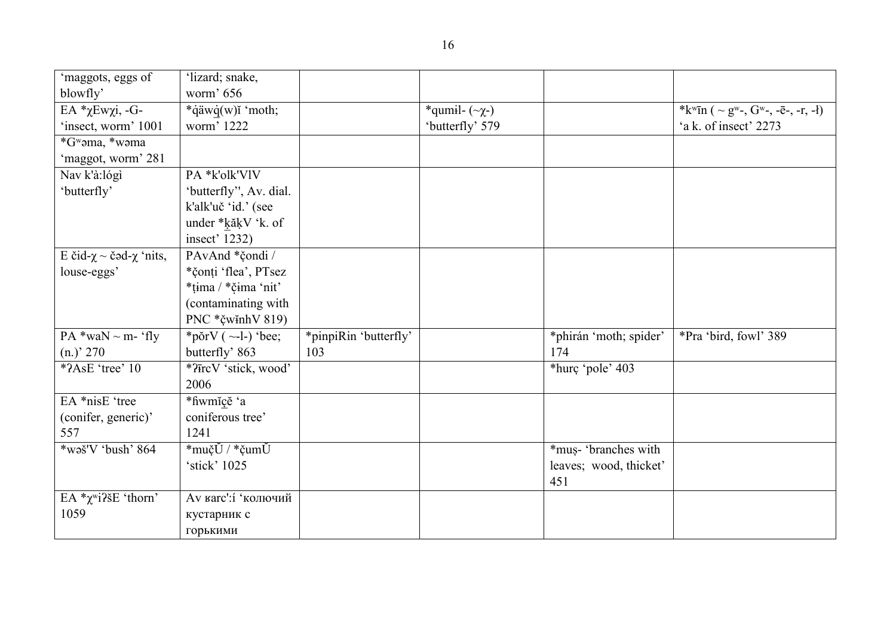| | | | | | |
|---|---|---|---|---|---|
| 'maggots, eggs of blowfly' | 'lizard; snake, worm' 656 | | | | |
| EA *χEwχi, -G- 'insect, worm' 1001 | *q̇äwq̇(w)ĭ 'moth; worm' 1222 | | *qumɨl- (~χ-) 'butterfly' 579 | | *kʷīn ( ~ gʷ-, Gʷ-, -ē-, -r, -ł) 'a k. of insect' 2273 |
| *Gʷəma, *wəma 'maggot, worm' 281 | | | | | |
| Nav k'à:lógì 'butterfly' | PA *k'olk'VlV 'butterfly'', Av. dial. k'alk'uč 'id.' (see under *ḳ̄ăḳV 'k. of insect' 1232) | | | | |
| E čid-χ ~ čəd-χ 'nits, louse-eggs' | PAvAnd *čondi / *čonṭi 'flea', PTsez *ṭɨma / *č̣ɨma 'nit' (contaminating with PNC *čwĭnhV 819) | | | | |
| PA *waN ~ m- 'fly (n.)' 270 | *pŏrV ( ~-l-) 'bee; butterfly' 863 | *pinpiRin 'butterfly' 103 | | *phirán 'moth; spider' 174 | *Pra 'bird, fowl' 389 |
| *ʔAsE 'tree' 10 | *ʔĭrcV 'stick, wood' 2006 | | | *hurç 'pole' 403 | |
| EA *nisE 'tree (conifer, generic)' 557 | *ɦwmĭç̣ĕ 'a coniferous tree' 1241 | | | | |
| *wəš'V 'bush' 864 | *mučŬ / *čumŬ 'stick' 1025 | | | *muṣ- 'branches with leaves; wood, thicket' 451 | |
| EA *χʷiʔšE 'thorn' 1059 | Av ʁarc':í 'колючий кустарник с горькими | | | | |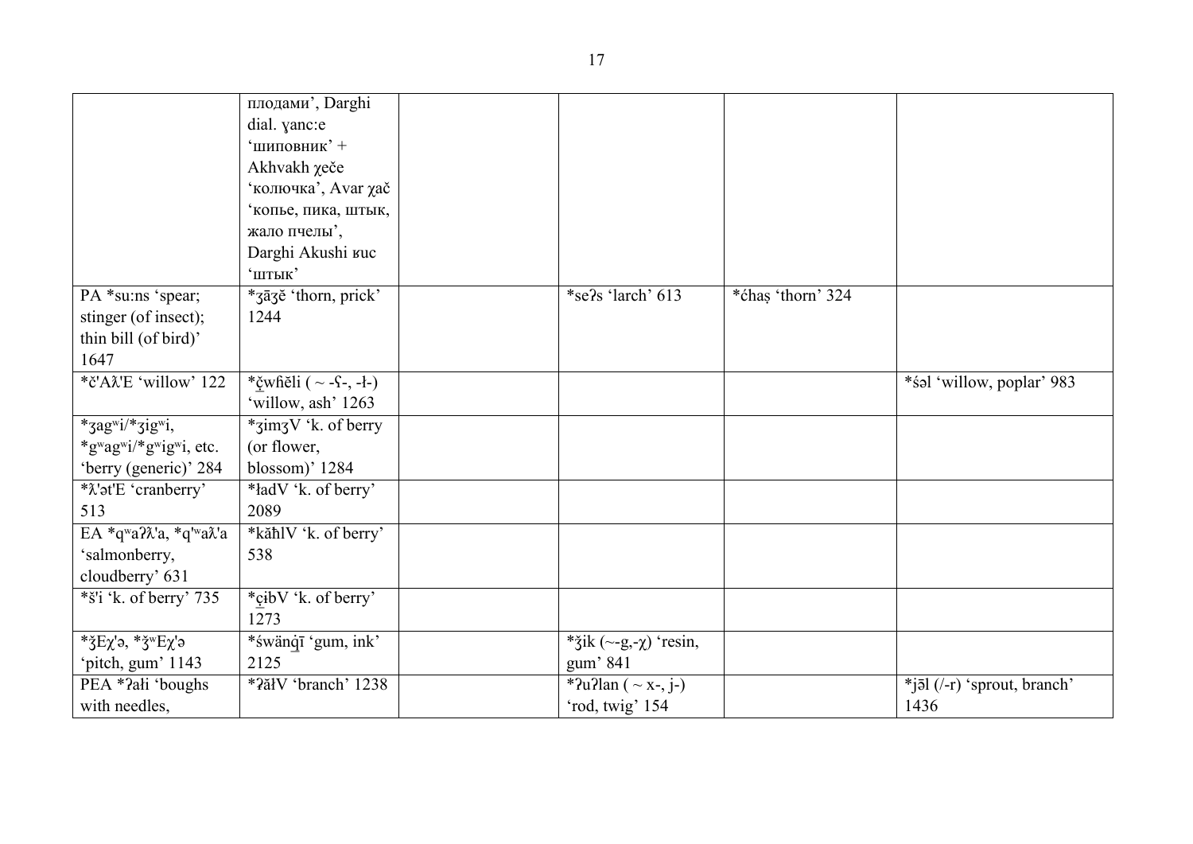| | | | | | |
|---|---|---|---|---|---|
| | плодами', Darghi dial. ɣanc:e 'шиповник' + Akhvakh χeče 'колючка', Avar χač 'копье, пика, штык, жало пчелы', Darghi Akushi ʁuc 'штык' | | | | |
| PA *su:ns 'spear; stinger (of insect); thin bill (of bird)' 1647 | *ʒāʒĕ 'thorn, prick' 1244 | | *seʔs 'larch' 613 | *ćhaṣ 'thorn' 324 | |
| *č'Aƛ'E 'willow' 122 | *č̱wɦĕli ( ~ -ʕ-, -ɬ-) 'willow, ash' 1263 | | | | *śəl 'willow, poplar' 983 |
| *ʒagʷi/*ʒigʷi, *gʷagʷi/*gʷigʷi, etc. 'berry (generic)' 284 | *ʒimʒV 'k. of berry (or flower, blossom)' 1284 | | | | |
| *ƛ'ət'E 'cranberry' 513 | *ɬadV 'k. of berry' 2089 | | | | |
| EA *qʷaʔƛ'a, *q'ʷaƛ'a 'salmonberry, cloudberry' 631 | *kăɦlV 'k. of berry' 538 | | | | |
| *š'i 'k. of berry' 735 | *c̱ibV 'k. of berry' 1273 | | | | |
| *ǯEχ'ə, *ǯʷEχ'ə 'pitch, gum' 1143 | *śwänq̱ī 'gum, ink' 2125 | | *ǯik (~-g,-χ) 'resin, gum' 841 | | |
| PEA *ʔaɬi 'boughs with needles, | *ʔăɬV 'branch' 1238 | | *ʔuʔlan ( ~ x-, j-) 'rod, twig' 154 | | *jāl (/-r) 'sprout, branch' 1436 |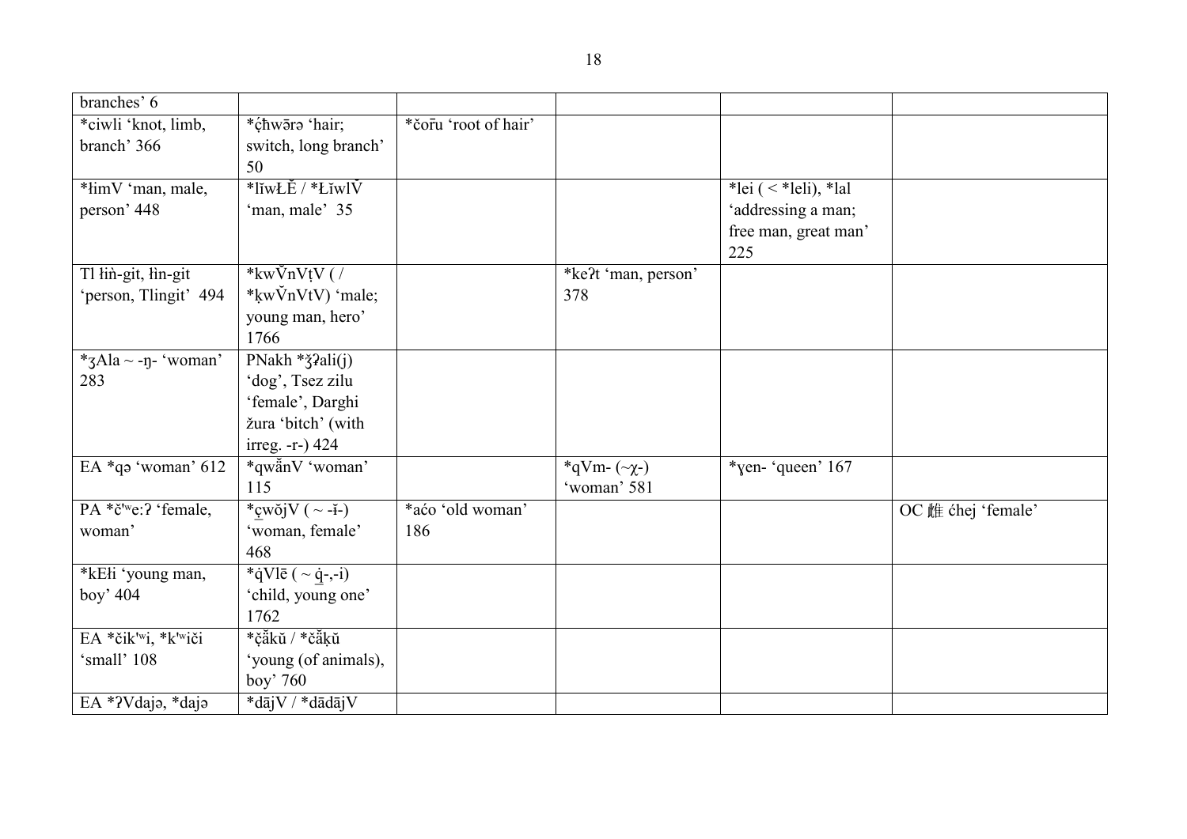| | | | | | |
|---|---|---|---|---|---|
| branches' 6 | | | | | |
| *ciwli 'knot, limb, branch' 366 | *ćħwārə 'hair; switch, long branch' 50 | *čōru 'root of hair' | | | |
| *łimV 'man, male, person' 448 | *līwŁĔ / *Łīwl$\breve{V}$ 'man, male' 35 | | | *lei ( < *leli), *lal 'addressing a man; free man, great man' 225 | |
| Tl łiǹ-git, łìn-git 'person, Tlingit' 494 | *kwV̆nVṭV ( / *ḳwV̆nVtV) 'male; young man, hero' 1766 | | *keʔt 'man, person' 378 | | |
| *ʒAla ~ -ŋ- 'woman' 283 | PNakh *ǯʔali(j) 'dog', Tsez zilu 'female', Darghi žura 'bitch' (with irreg. -r-) 424 | | | | |
| EA *qə 'woman' 612 | *qwǟnV 'woman' 115 | | *qVm- (~χ-) 'woman' 581 | *ɣen- 'queen' 167 | |
| PA *čʷe:ʔ 'female, woman' | *c̱wŏjV ( ~ -ĭ-) 'woman, female' 468 | *aćo 'old woman' 186 | | | OC 雌 ćhej 'female' |
| *kEłi 'young man, boy' 404 | *q̇Vlē ( ~ q̱̇-,-i) 'child, young one' 1762 | | | | |
| EA *čikʼʷi, *kʼʷiči 'small' 108 | *č̣ăkŭ / *čăḳŭ 'young (of animals), boy' 760 | | | | |
| EA *ʔVdajə, *dajə | *dājV / *dādājV | | | | |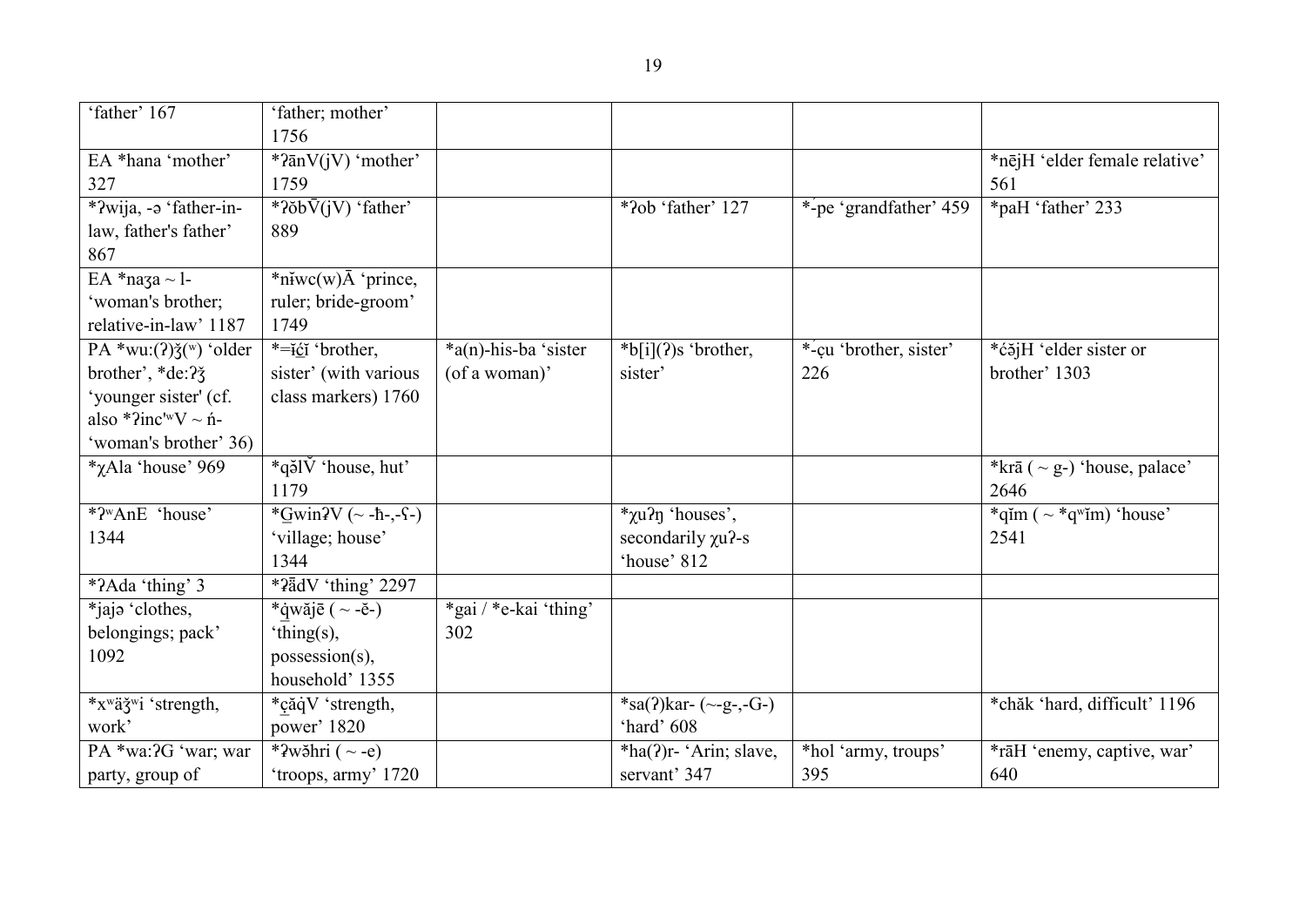| | | | | | |
|---|---|---|---|---|---|
| 'father' 167 | 'father; mother' 1756 | | | | |
| EA *hana 'mother' 327 | *ʔānV(jV) 'mother' 1759 | | | | *nējH 'elder female relative' 561 |
| *ʔwija, -ə 'father-in-law, father's father' 867 | *ʔŏbV̄(jV) 'father' 889 | | *ʔob 'father' 127 | *-́pe 'grandfather' 459 | *paH 'father' 233 |
| EA *naʒa ~ l- 'woman's brother; relative-in-law' 1187 | *nĭwc(w)Ā 'prince, ruler; bride-groom' 1749 | | | | |
| PA *wu:(ʔ)ǯ(ʷ) 'older brother', *de:ʔǯ 'younger sister' (cf. also *ʔincʼʷV ~ ń- 'woman's brother' 36) | *=ĭćĭ 'brother, sister' (with various class markers) 1760 | *a(n)-his-ba 'sister (of a woman)' | *b[i](ʔ)s 'brother, sister' | *-́ḉu 'brother, sister' 226 | *ćə̆jH 'elder sister or brother' 1303 |
| *χAla 'house' 969 | *qə̆lV̆ 'house, hut' 1179 | | | | *krā ( ~ g-) 'house, palace' 2646 |
| *ʔʷAnE 'house' 1344 | *G̱winʔV (~ -ħ-,-ʕ-) 'village; house' 1344 | | *χuʔŋ 'houses', secondarily χuʔ-s 'house' 812 | | *qĭm ( ~ *qʷĭm) 'house' 2541 |
| *ʔAda 'thing' 3 | *ʔā̆dV 'thing' 2297 | | | | |
| *jajə 'clothes, belongings; pack' 1092 | *q̇wăjē ( ~ -ĕ-) 'thing(s), possession(s), household' 1355 | *gai / *e-kai 'thing' 302 | | | |
| *xʷăǯʷi 'strength, work' | *c̱ăq̇V 'strength, power' 1820 | | *sa(ʔ)kar- (~-g-,-G-) 'hard' 608 | | *chăk 'hard, difficult' 1196 |
| PA *wa:ʔG 'war; war party, group of | *ʔwə̆hri ( ~ -e) 'troops, army' 1720 | | *ha(ʔ)r- 'Arin; slave, servant' 347 | *hol 'army, troups' 395 | *rāH 'enemy, captive, war' 640 |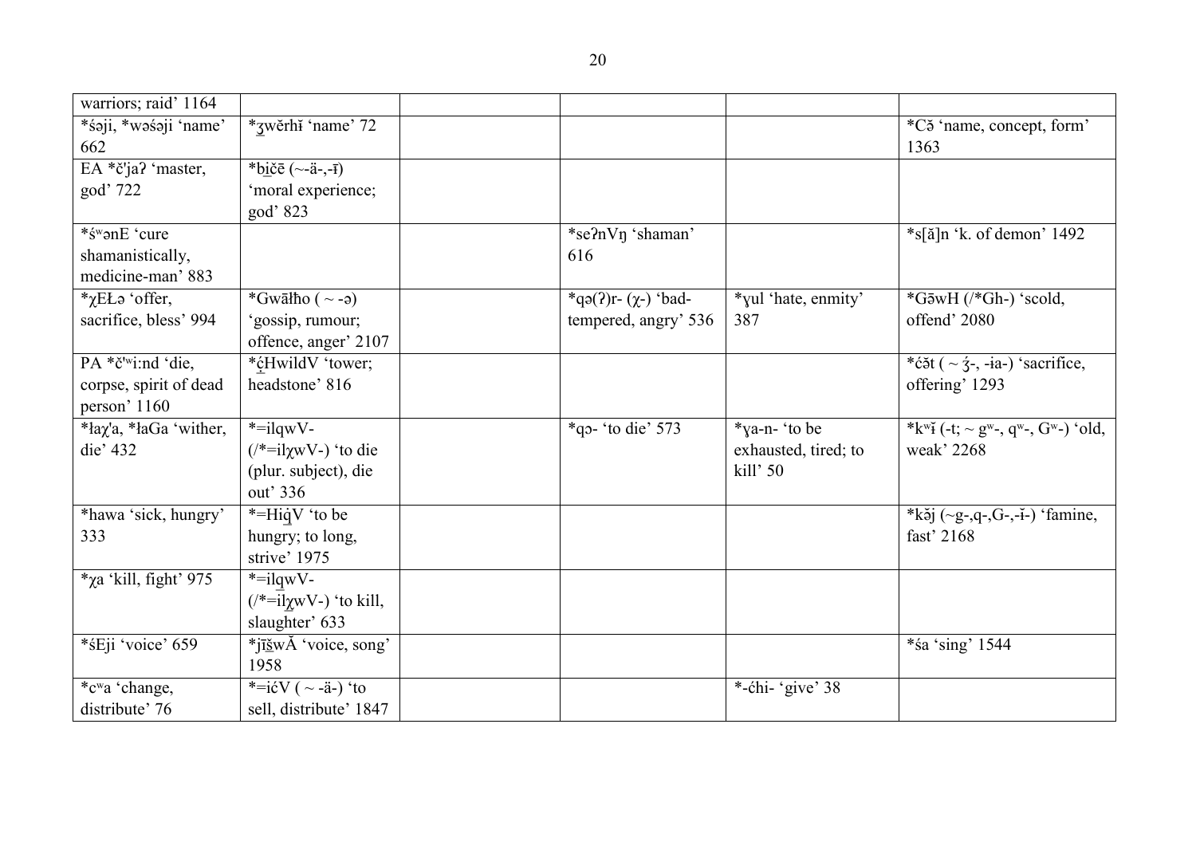| | | | | | |
|---|---|---|---|---|---|
| warriors; raid' 1164 | | | | | |
| *śəji, *wəśəji 'name' 662 | *ʒ̱wĕrhĭ 'name' 72 | | | | *Cə̆ 'name, concept, form' 1363 |
| EA *č'jaʔ 'master, god' 722 | *bi̱č̱ē (~-ä-,-ī) 'moral experience; god' 823 | | | | |
| *śʷənE 'cure shamanistically, medicine-man' 883 | | | *seʔnVŋ 'shaman' 616 | | *s[ă]n 'k. of demon' 1492 |
| *χEŁə 'offer, sacrifice, bless' 994 | *Gwāłho ( ~ -ə) 'gossip, rumour; offence, anger' 2107 | | *qə(ʔ)r- (χ-) 'bad-tempered, angry' 536 | *ɣul 'hate, enmity' 387 | *Gə̄wH (/*Gh-) 'scold, offend' 2080 |
| PA *č'ʷi:nd 'die, corpse, spirit of dead person' 1160 | *ć̱HwildV 'tower; headstone' 816 | | | | *ćə̆t ( ~ ʒ́-, -ia-) 'sacrifice, offering' 1293 |
| *łaχ'a, *łaGa 'wither, die' 432 | *=ilqwV- (/*=ilχwV-) 'to die (plur. subject), die out' 336 | | *qɔ- 'to die' 573 | *ɣa-n- 'to be exhausted, tired; to kill' 50 | *kʷĭ (-t; ~ gʷ-, qʷ-, Gʷ-) 'old, weak' 2268 |
| *hawa 'sick, hungry' 333 | *=Hiq̱̇V 'to be hungry; to long, strive' 1975 | | | | *kə̆j (~g-,q-,G-,-ĭ-) 'famine, fast' 2168 |
| *χa 'kill, fight' 975 | *=ilq̱wV- (/*=ilχ̱wV-) 'to kill, slaughter' 633 | | | | |
| *śEji 'voice' 659 | *jīš̱wĂ 'voice, song' 1958 | | | | *śa 'sing' 1544 |
| *cʷa 'change, distribute' 76 | *=ićV ( ~ -ä-) 'to sell, distribute' 1847 | | | *-ćhi- 'give' 38 | |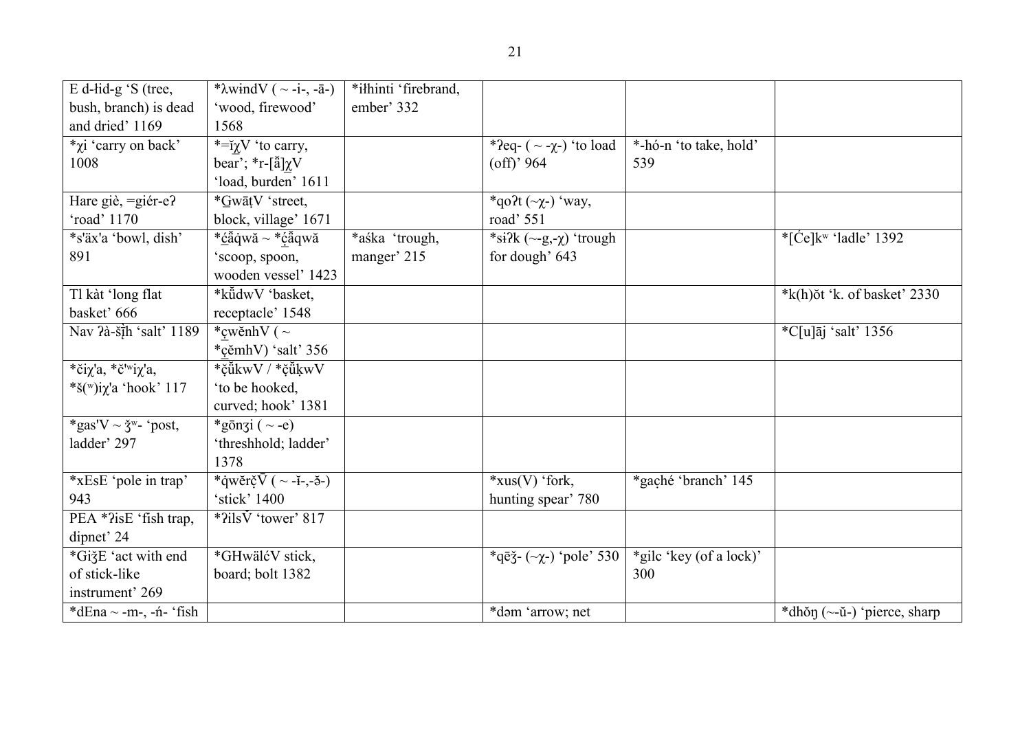| E d-łid-g 'S (tree, bush, branch) is dead and dried' 1169 | *λwindV ( ~ -i-, -ā-) 'wood, firewood' 1568 | *iłhinti 'firebrand, ember' 332 | | | |
|---|---|---|---|---|---|
| *χi 'carry on back' 1008 | *=ĭχ̱V 'to carry, bear'; *r-[ǟ]χ̱V 'load, burden' 1611 | | *ʔeq- ( ~ -χ-) 'to load (off)' 964 | *-hó-n 'to take, hold' 539 | |
| Hare giè, =giér-eʔ 'road' 1170 | *G̱wāṭV 'street, block, village' 1671 | | *qoʔt (~χ-) 'way, road' 551 | | |
| *s'äx'a 'bowl, dish' 891 | *ć̱ǟq̇wă ~ *ç̱ǟqwă 'scoop, spoon, wooden vessel' 1423 | *aśka 'trough, manger' 215 | *siʔk (~-g,-χ) 'trough for dough' 643 | | *[Ćе]kʷ 'ladle' 1392 |
| Tl kàt 'long flat basket' 666 | *kǚdwV 'basket, receptacle' 1548 | | | | *k(h)ŏt 'k. of basket' 2330 |
| Nav ʔà-šʒ̨̀h 'salt' 1189 | *ç̱wĕnhV ( ~ *ç̱ĕmhV) 'salt' 356 | | | | *C[u]āj 'salt' 1356 |
| *čiχ'a, *č'ʷiχ'a, *š(ʷ)iχ'a 'hook' 117 | *čǚkwV / *čǚḳwV 'to be hooked, curved; hook' 1381 | | | | |
| *gas'V ~ ǯʷ- 'post, ladder' 297 | *gōnʒi ( ~ -e) 'threshhold; ladder' 1378 | | | | |
| *xEsE 'pole in trap' 943 | *q̇wĕrčV̄ ( ~ -ĭ-,-ə̆-) 'stick' 1400 | | *xus(V) 'fork, hunting spear' 780 | *gaçhé 'branch' 145 | |
| PEA *ʔisE 'fish trap, dipnet' 24 | *ʔilsV̆ 'tower' 817 | | | | |
| *GiǯE 'act with end of stick-like instrument' 269 | *GHwälćV stick, board; bolt 1382 | | *qēǯ- (~χ-) 'pole' 530 | *gilc 'key (of a lock)' 300 | |
| *dEna ~ -m-, -ń- 'fish | | | *dəm 'arrow; net | | *dhŏŋ (~-ŭ-) 'pierce, sharp |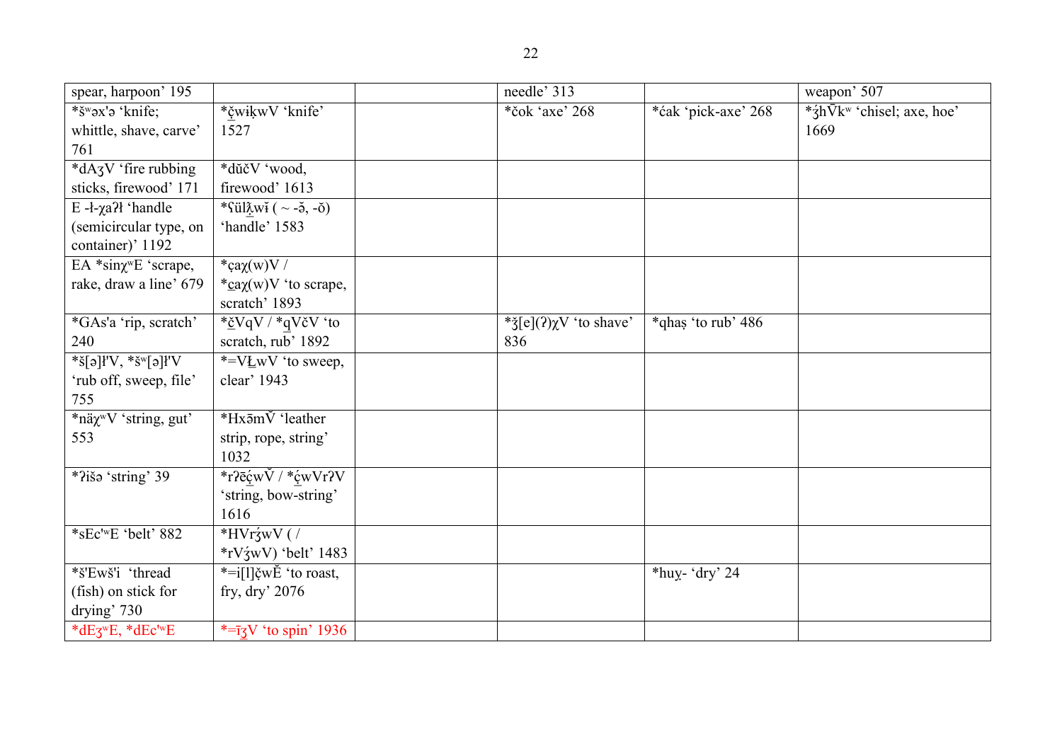| spear, harpoon' 195 | | | needle' 313 | | weapon' 507 |
|---|---|---|---|---|---|
| *šʷəx'ə 'knife; whittle, shave, carve' 761 | *c̮wiḳwV 'knife' 1527 | | *čok 'axe' 268 | *ćak 'pick-axe' 268 | *ʒ́hV̄kʷ 'chisel; axe, hoe' 1669 |
| *dAʒV 'fire rubbing sticks, firewood' 171 | *dŭčV 'wood, firewood' 1613 | | | | |
| E -ł-χaʔł 'handle (semicircular type, on container)' 1192 | *ʕülλ̱wɨ ( ~ -ə̆, -ŏ) 'handle' 1583 | | | | |
| EA *sinχʷE 'scrape, rake, draw a line' 679 | *çaχ(w)V / *c̠aχ(w)V 'to scrape, scratch' 1893 | | | | |
| *GAs'a 'rip, scratch' 240 | *č̠VqV / *q̠VčV 'to scratch, rub' 1892 | | *ǯ[e](ʔ)χV 'to shave' 836 | *qhaṣ 'to rub' 486 | |
| *š[ə]ł'V, *šʷ[ə]ł'V 'rub off, sweep, file' 755 | *=VŁ̱wV 'to sweep, clear' 1943 | | | | |
| *näχʷV 'string, gut' 553 | *Hxə̄mV̆ 'leather strip, rope, string' 1032 | | | | |
| *ʔišə 'string' 39 | *rʔēć̮wV̆ / *ć̮wVrʔV 'string, bow-string' 1616 | | | | |
| *sEc'ʷE 'belt' 882 | *HVrʒ́wV ( / *rVʒ́wV) 'belt' 1483 | | | | |
| *š'Ewš'i 'thread (fish) on stick for drying' 730 | *=i[l]č̮wĔ 'to roast, fry, dry' 2076 | | | *huỵ- 'dry' 24 | |
| *dEʒʷE, *dEc'ʷE | *=īʒ̠V 'to spin' 1936 | | | | |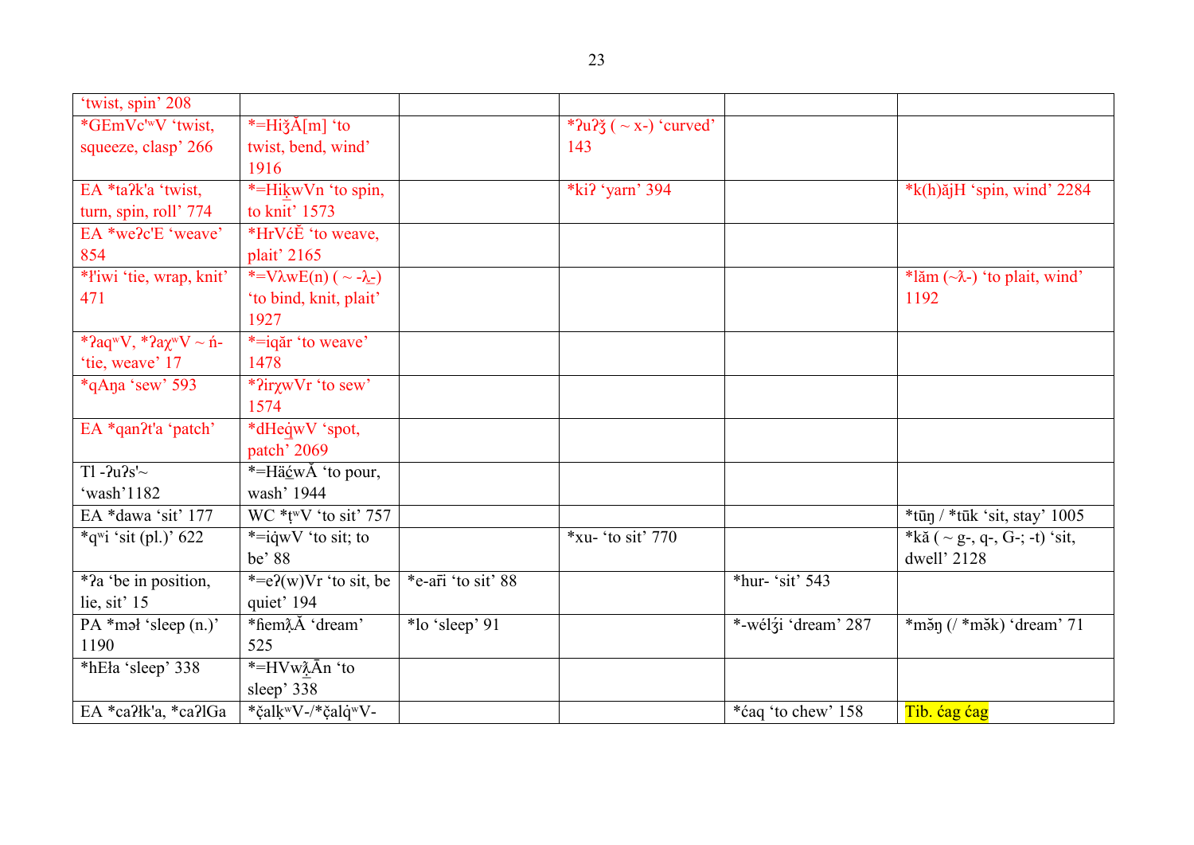| | | | | | |
|---|---|---|---|---|---|
| 'twist, spin' 208 | | | | | |
| *GEmVc'ʷV 'twist, squeeze, clasp' 266 | *=HiʒĂ[m] 'to twist, bend, wind' 1916 | | *ʔuʔʒ ( ~ x-) 'curved' 143 | | |
| EA *taʔk'a 'twist, turn, spin, roll' 774 | *=Hiḵ̄wVn 'to spin, to knit' 1573 | | *kiʔ 'yarn' 394 | | *k(h)ăjH 'spin, wind' 2284 |
| EA *weʔc'E 'weave' 854 | *HrVć̄Ĕ 'to weave, plait' 2165 | | | | |
| *ƚ'iwi 'tie, wrap, knit' 471 | *=VλwE(n) ( ~ -λ̱-) 'to bind, knit, plait' 1927 | | | | *lăm (~ƛ-) 'to plait, wind' 1192 |
| *ʔaqʷV, *ʔaχʷV ~ ń- 'tie, weave' 17 | *=iq̇ăr 'to weave' 1478 | | | | |
| *qAŋa 'sew' 593 | *ʔirχwVr 'to sew' 1574 | | | | |
| EA *qanʔt'a 'patch' | *dHeq̇̄wV 'spot, patch' 2069 | | | | |
| Tl -ʔuʔs'~ 'wash'1182 | *=Häć̄wĂ 'to pour, wash' 1944 | | | | |
| EA *dawa 'sit' 177 | WC *ṭʷV 'to sit' 757 | | | | *tūŋ / *tūk 'sit, stay' 1005 |
| *qʷi 'sit (pl.)' 622 | *=iq̇wV 'to sit; to be' 88 | | *xu- 'to sit' 770 | | *kă ( ~ g-, q-, G-; -t) 'sit, dwell' 2128 |
| *ʔa 'be in position, lie, sit' 15 | *=eʔ(w)Vr 'to sit, be quiet' 194 | *e-ar̄i 'to sit' 88 | | *hur- 'sit' 543 | |
| PA *məƚ 'sleep (n.)' 1190 | *ɦemƛ̄Ă 'dream' 525 | *lo 'sleep' 91 | | *-wélʒ́i 'dream' 287 | *mə̆ŋ (/ *mə̆k) 'dream' 71 |
| *hEƚa 'sleep' 338 | *=HVwƛ̱Ān 'to sleep' 338 | | | | |
| EA *caʔƚk'a, *caʔlGa | *čalḳʷV-/*čalq̇ʷV- | | | *ćaq 'to chew' 158 | Tib. ćag ćag |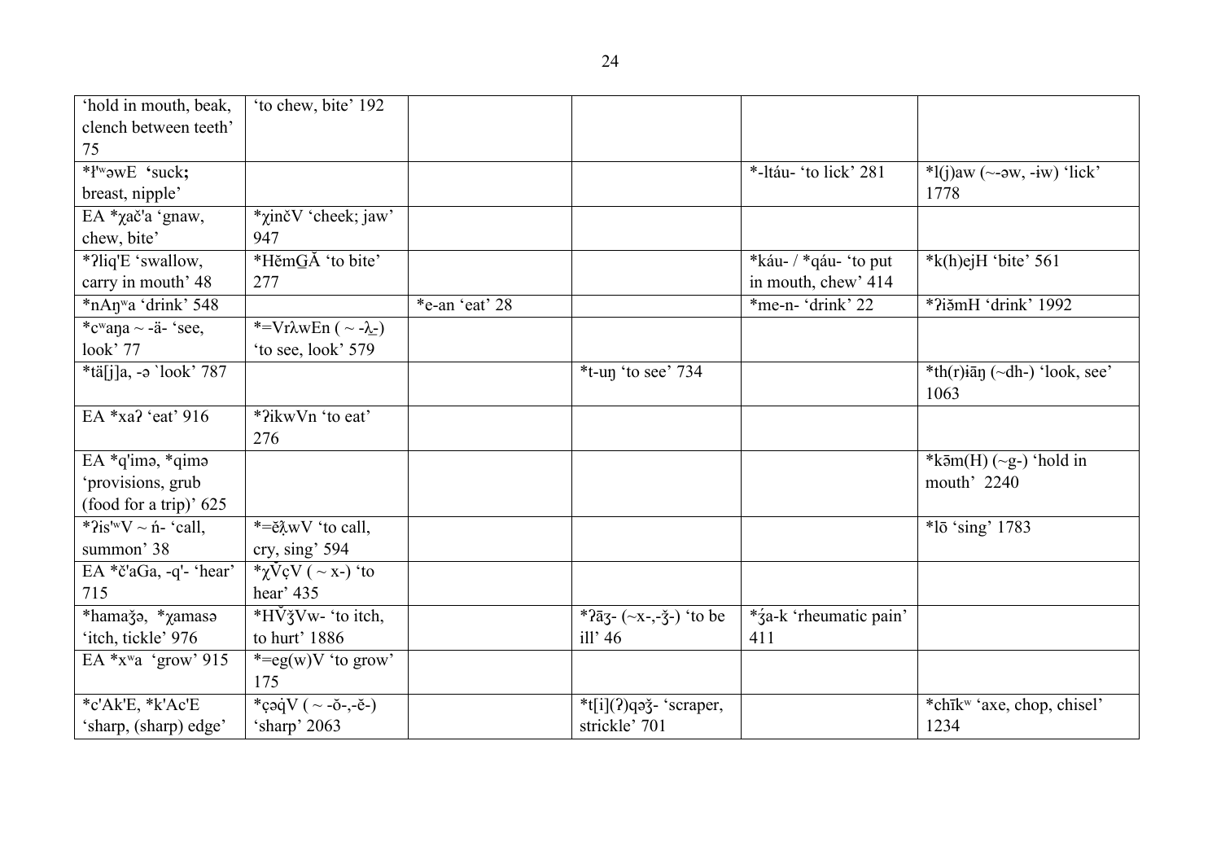| | | | | | |
|---|---|---|---|---|---|
| 'hold in mouth, beak, clench between teeth' 75 | 'to chew, bite' 192 | | | | |
| *łʷəwE **'**suck**;** breast, nipple' | | | | *-ltáu- 'to lick' 281 | *l(j)aw (~-əw, -ɨw) 'lick' 1778 |
| EA *χač'a 'gnaw, chew, bite' | *χinčV 'cheek; jaw' 947 | | | | |
| *ʔliq'E 'swallow, carry in mouth' 48 | *HĕmG̱Ă 'to bite' 277 | | | *káu- / *qáu- 'to put in mouth, chew' 414 | *k(h)ejH 'bite' 561 |
| *nAŋʷa 'drink' 548 | | *e-an 'eat' 28 | | *me-n- 'drink' 22 | *ʔiə̆mH 'drink' 1992 |
| *cʷaŋa ~ -ä- 'see, look' 77 | *=Vrƛ̣wEn ( ~ -ƛ̱-) 'to see, look' 579 | | | | |
| *tä[j]a, -ə `look' 787 | | | *t-uŋ 'to see' 734 | | *th(r)ɨāŋ (~dh-) 'look, see' 1063 |
| EA *xaʔ 'eat' 916 | *ʔikwVn 'to eat' 276 | | | | |
| EA *q'imə, *qimə 'provisions, grub (food for a trip)' 625 | | | | | *kōm(H) (~g-) 'hold in mouth' 2240 |
| *ʔisʷV ~ ń- 'call, summon' 38 | *=ĕƛ̆wV 'to call, cry, sing' 594 | | | | *lō 'sing' 1783 |
| EA *č'aGa, -q'- 'hear' 715 | *χV̆çV ( ~ x-) 'to hear' 435 | | | | |
| *hamaǯə, *χamasə 'itch, tickle' 976 | *HV̌ǯVw- 'to itch, to hurt' 1886 | | *ʔāʒ- (~x-,-ǯ-) 'to be ill' 46 | *ʒ́a-k 'rheumatic pain' 411 | |
| EA *xʷa 'grow' 915 | *=eg(w)V 'to grow' 175 | | | | |
| *c'Ak'E, *k'Ac'E 'sharp, (sharp) edge' | *çəq̇V ( ~ -ŏ-,-ĕ-) 'sharp' 2063 | | *t[i](ʔ)qəǯ- 'scraper, strickle' 701 | | *chīkʷ 'axe, chop, chisel' 1234 |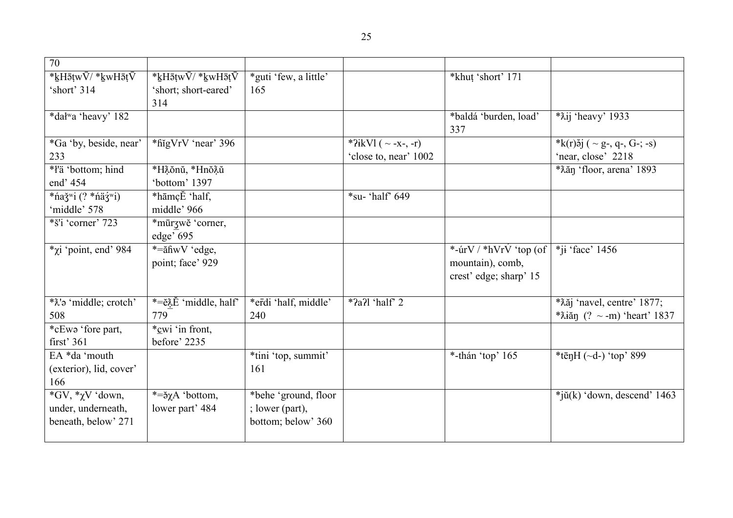| 70 | | | | | |
|---|---|---|---|---|---|
| *k̲HāṭwV̄/ *k̲wHəṭV̄ 'short' 314 | *k̲HāṭwV̄/ *k̲wHəṭV̄ 'short; short-eared' 314 | *guti 'few, a little' 165 | | *khuṭ 'short' 171 | |
| *dałʷa 'heavy' 182 | | | | *baldá 'burden, load' 337 | *ƛij 'heavy' 1933 |
| *Ga 'by, beside, near' 233 | *ɦĭgVrV 'near' 396 | | *ʔɨkVl ( ~ -x-, -r) 'close to, near' 1002 | | *k(r)ǝ̆j ( ~ g-, q-, G-; -s) 'near, close' 2218 |
| *ł'ä 'bottom; hind end' 454 | *Hƛ̄ŏnŭ, *Hnŏƛ̄ŭ 'bottom' 1397 | | | | *ƛăŋ 'floor, arena' 1893 |
| *ńaǯʷi (? *ńäʒ́ʷi) 'middle' 578 | *hāmçĔ 'half, middle' 966 | | *su- 'half' 649 | | |
| *š'i 'corner' 723 | *mūrʒwĕ 'corner, edge' 695 | | | | |
| *χi 'point, end' 984 | *=ăɦwV 'edge, point; face' 929 | | | *-úrV / *hVrV́ 'top (of mountain), comb, crest' edge; sharp' 15 | *jɨ 'face' 1456 |
| *ƛ'ə 'middle; crotch' 508 | *=ĕƛ̄Ĕ 'middle, half' 779 | *ērdi 'half, middle' 240 | *ʔaʔl 'half' 2 | | *ƛăj 'navel, centre' 1877; *ƛiăŋ (? ~ -m) 'heart' 1837 |
| *cEwə 'fore part, first' 361 | *c̲wi 'in front, before' 2235 | | | | |
| EA *da 'mouth (exterior), lid, cover' 166 | | *tini 'top, summit' 161 | | *-thán 'top' 165 | *tēŋH (~d-) 'top' 899 |
| *GV, *χV 'down, under, underneath, beneath, below' 271 | *=ə̆χA 'bottom, lower part' 484 | *behe 'ground, floor ; lower (part), bottom; below' 360 | | | *jŭ(k) 'down, descend' 1463 |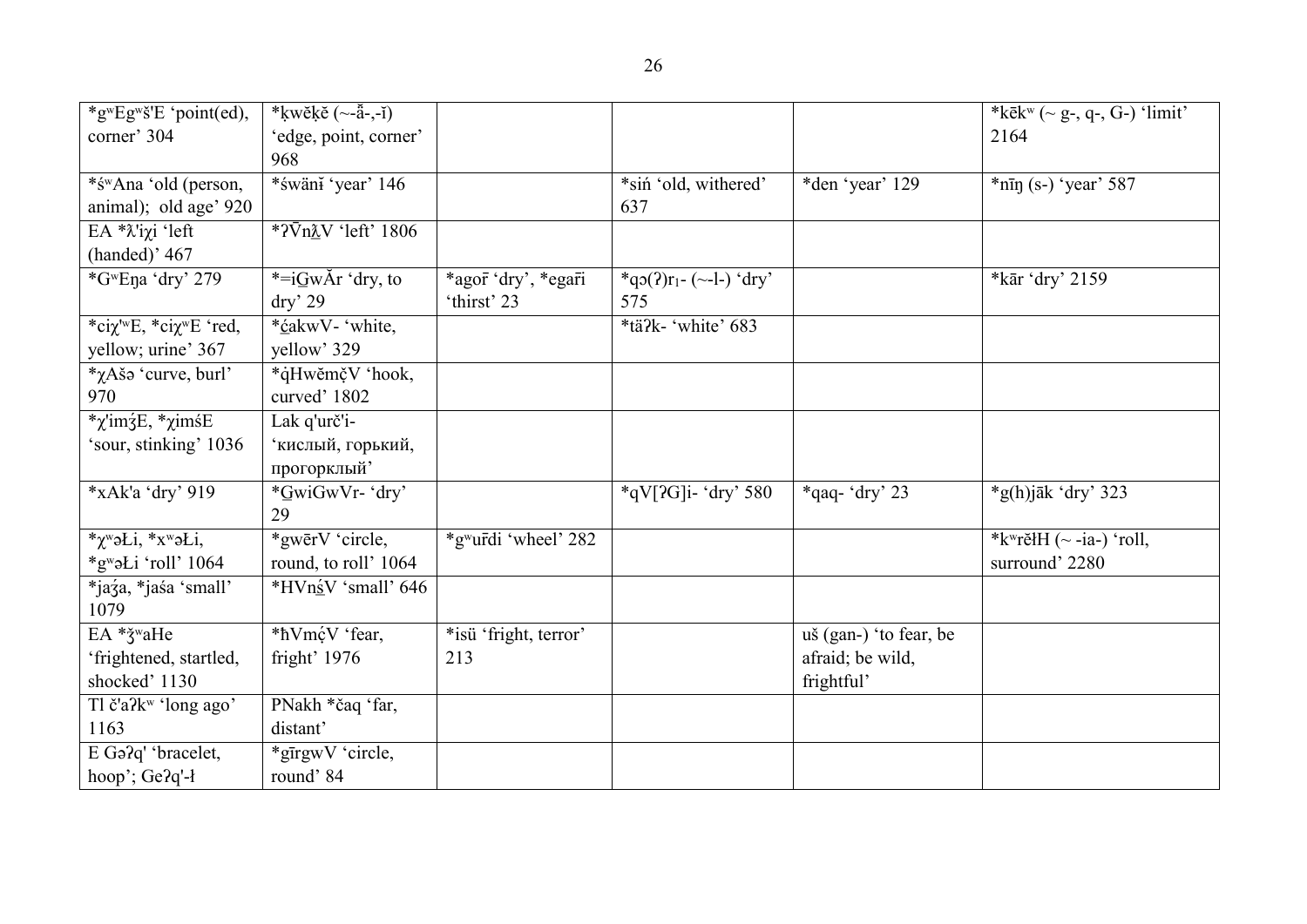| *gʷEgʷš'E 'point(ed), corner' 304 | *ḳwĕḳĕ (~-ā̆-,-ī) 'edge, point, corner' 968 | | | | *kēkʷ (~ g-, q-, G-) 'limit' 2164 |
|---|---|---|---|---|---|
| *śʷAna 'old (person, animal); old age' 920 | *śwänɨ̆ 'year' 146 | | *siń 'old, withered' 637 | *den 'year' 129 | *nīŋ (s-) 'year' 587 |
| EA *ƛ'iχi 'left (handed)' 467 | *ʔV̄nƛ̱V 'left' 1806 | | | | |
| *GʷEŋa 'dry' 279 | *=iG̱wĂr 'dry, to dry' 29 | *agor̄ 'dry', *egar̄i 'thirst' 23 | *qɔ(ʔ)r₁- (~-l-) 'dry' 575 | | *kār 'dry' 2159 |
| *ciχ'ʷE, *ciχʷE 'red, yellow; urine' 367 | *ć̱akwV- 'white, yellow' 329 | | *täʔk- 'white' 683 | | |
| *χAšə 'curve, burl' 970 | *q̇Hwĕmč̣V 'hook, curved' 1802 | | | | |
| *χ'imʒ́E, *χimśE 'sour, stinking' 1036 | Lak q'urč'i- 'кислый, горький, прогорклый' | | | | |
| *xAk'a 'dry' 919 | *G̱wiGwVr- 'dry' 29 | | *qV[ʔG]i- 'dry' 580 | *qaq- 'dry' 23 | *g(h)jāk 'dry' 323 |
| *χʷəȽi, *xʷəȽi, *gʷəȽi 'roll' 1064 | *gwērV 'circle, round, to roll' 1064 | *gʷur̄di 'wheel' 282 | | | *kʷrĕłH (~ -ia-) 'roll, surround' 2280 |
| *jaʒ́a, *jaśa 'small' 1079 | *HVnś̱V 'small' 646 | | | | |
| EA *ǯʷaHe 'frightened, startled, shocked' 1130 | *ħVmćV 'fear, fright' 1976 | *isü 'fright, terror' 213 | | uš (gan-) 'to fear, be afraid; be wild, frightful' | |
| Tl č'aʔkʷ 'long ago' 1163 | PNakh *čaq 'far, distant' | | | | |
| E Gəʔq' 'bracelet, hoop'; Geʔq'-ł | *gīrgwV 'circle, round' 84 | | | | |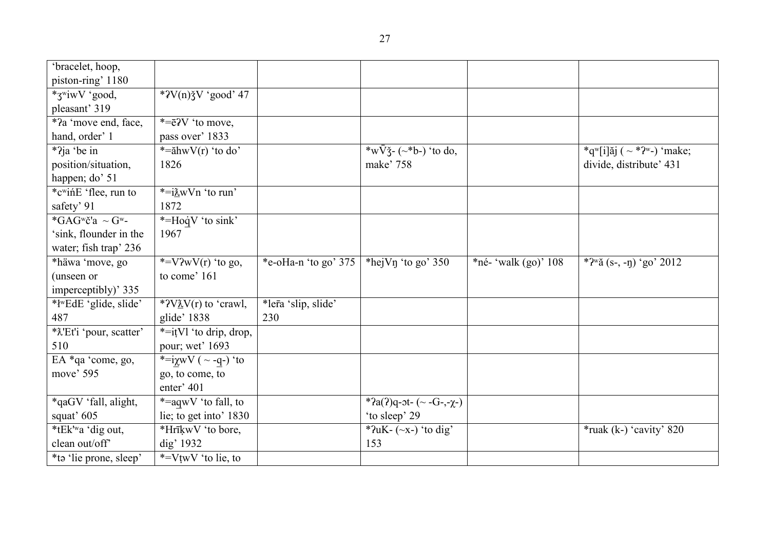| | | | | | |
|---|---|---|---|---|---|
| 'bracelet, hoop, piston-ring' 1180 | | | | | |
| *ʒʷiwV 'good, pleasant' 319 | *ʔV(n)ǯV 'good' 47 | | | | |
| *ʔa 'move end, face, hand, order' 1 | *=ēʔV 'to move, pass over' 1833 | | | | |
| *ʔja 'be in position/situation, happen; do' 51 | *=ăhwV(r) 'to do' 1826 | | *wV̄ǯ- (~*b-) 'to do, make' 758 | | *qʷ[i]ăj ( ~ *ʔʷ-) 'make; divide, distribute' 431 |
| *cʷińE 'flee, run to safety' 91 | *=iƛ̱wVn 'to run' 1872 | | | | |
| *GAGʷč'a ~ Gʷ- 'sink, flounder in the water; fish trap' 236 | *=Hoq̱̇V 'to sink' 1967 | | | | |
| *häwa 'move, go (unseen or imperceptibly)' 335 | *=VʔwV(r) 'to go, to come' 161 | *e-oHa-n 'to go' 375 | *hejVŋ 'to go' 350 | *né- 'walk (go)' 108 | *ʔʷă (s-, -ŋ) 'go' 2012 |
| *ɬʷEdE 'glide, slide' 487 | *ʔVƛ̱V(r) to 'crawl, glide' 1838 | *leř̄a 'slip, slide' 230 | | | |
| *ƛ'Et'i 'pour, scatter' 510 | *=iṭVl 'to drip, drop, pour; wet' 1693 | | | | |
| EA *qa 'come, go, move' 595 | *=iχ̱wV ( ~ -q̱-) 'to go, to come, to enter' 401 | | | | |
| *qaGV 'fall, alight, squat' 605 | *=aq̱wV 'to fall, to lie; to get into' 1830 | | *ʔa(ʔ)q-ət- (~ -G-,-χ-) 'to sleep' 29 | | |
| *tEk'ʷa 'dig out, clean out/off' | *Hrīḳ̱wV 'to bore, dig' 1932 | | *ʔuK- (~x-) 'to dig' 153 | | *ruak (k-) 'cavity' 820 |
| *tə 'lie prone, sleep' | *=VṭwV 'to lie, to | | | | |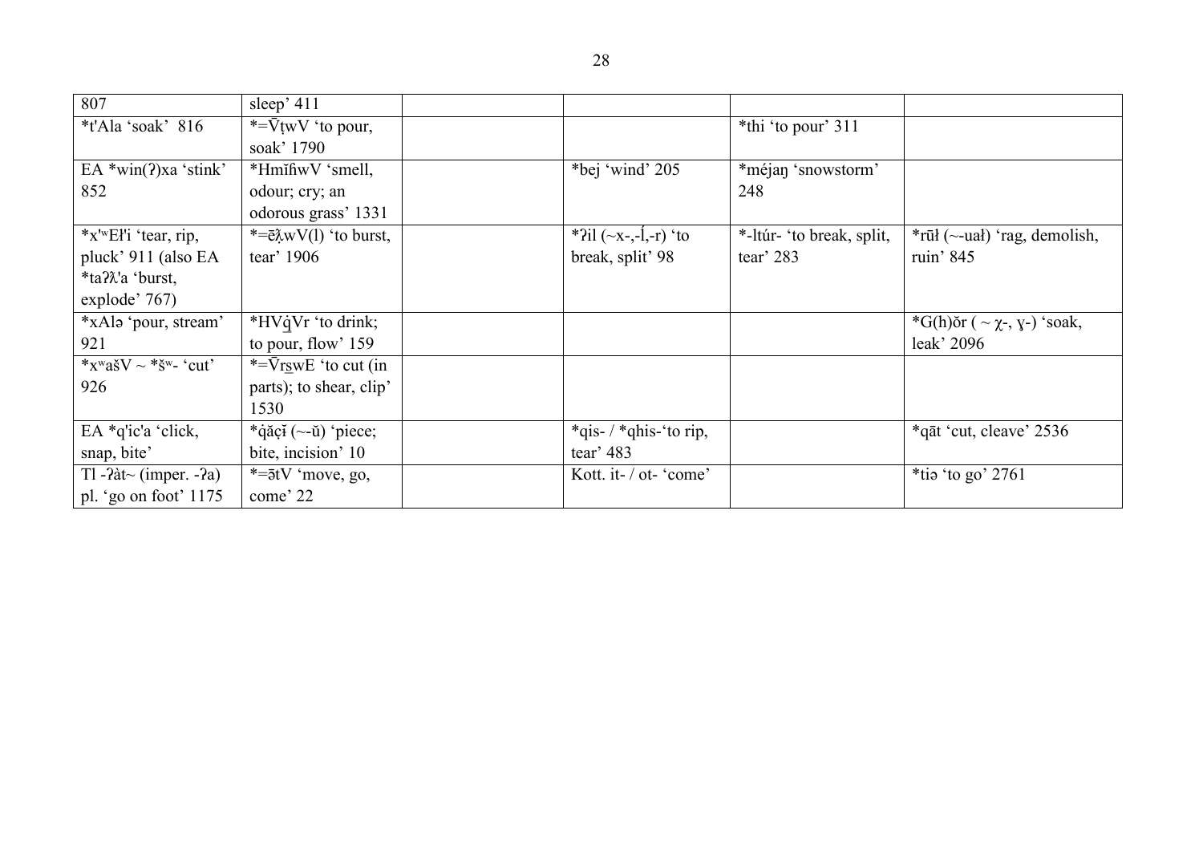| | | | | | |
|---|---|---|---|---|---|
| 807 | sleep’ 411 | | | | |
| *t'Ala ‘soak’ 816 | *=V̄ṭwV ‘to pour, soak’ 1790 | | | *thi ‘to pour’ 311 | |
| EA *win(ʔ)xa ‘stink’ 852 | *Hmĭɦ̆wV ‘smell, odour; cry; an odorous grass’ 1331 | | *bej ‘wind’ 205 | *méjaŋ ‘snowstorm’ 248 | |
| *x'ʷEƚ'i ‘tear, rip, pluck’ 911 (also EA *taʔƛ'a ‘burst, explode’ 767) | *=ē̆ƛ̣wV(l) ‘to burst, tear’ 1906 | | *ʔil (~x-,-ĺ,-r) ‘to break, split’ 98 | *-ltúr- ‘to break, split, tear’ 283 | *rūƚ (~-uaƚ) ‘rag, demolish, ruin’ 845 |
| *xAlə ‘pour, stream’ 921 | *HVq̣̱Vr ‘to drink; to pour, flow’ 159 | | | | *G(h)ŏr ( ~ χ-, ɣ-) ‘soak, leak’ 2096 |
| *xʷašV ~ *šʷ- ‘cut’ 926 | *=V̄rs̱wE ‘to cut (in parts); to shear, clip’ 1530 | | | | |
| EA *q'ic'a ‘click, snap, bite’ | *q̇ăc̣ĭ (~-ŭ) ‘piece; bite, incision’ 10 | | *qis- / *qhis-‘to rip, tear’ 483 | | *qāt ‘cut, cleave’ 2536 |
| Tl -ʔàt~ (imper. -ʔa) pl. ‘go on foot’ 1175 | *=ə̄tV ‘move, go, come’ 22 | | Kott. it- / ot- ‘come’ | | *tiə ‘to go’ 2761 |